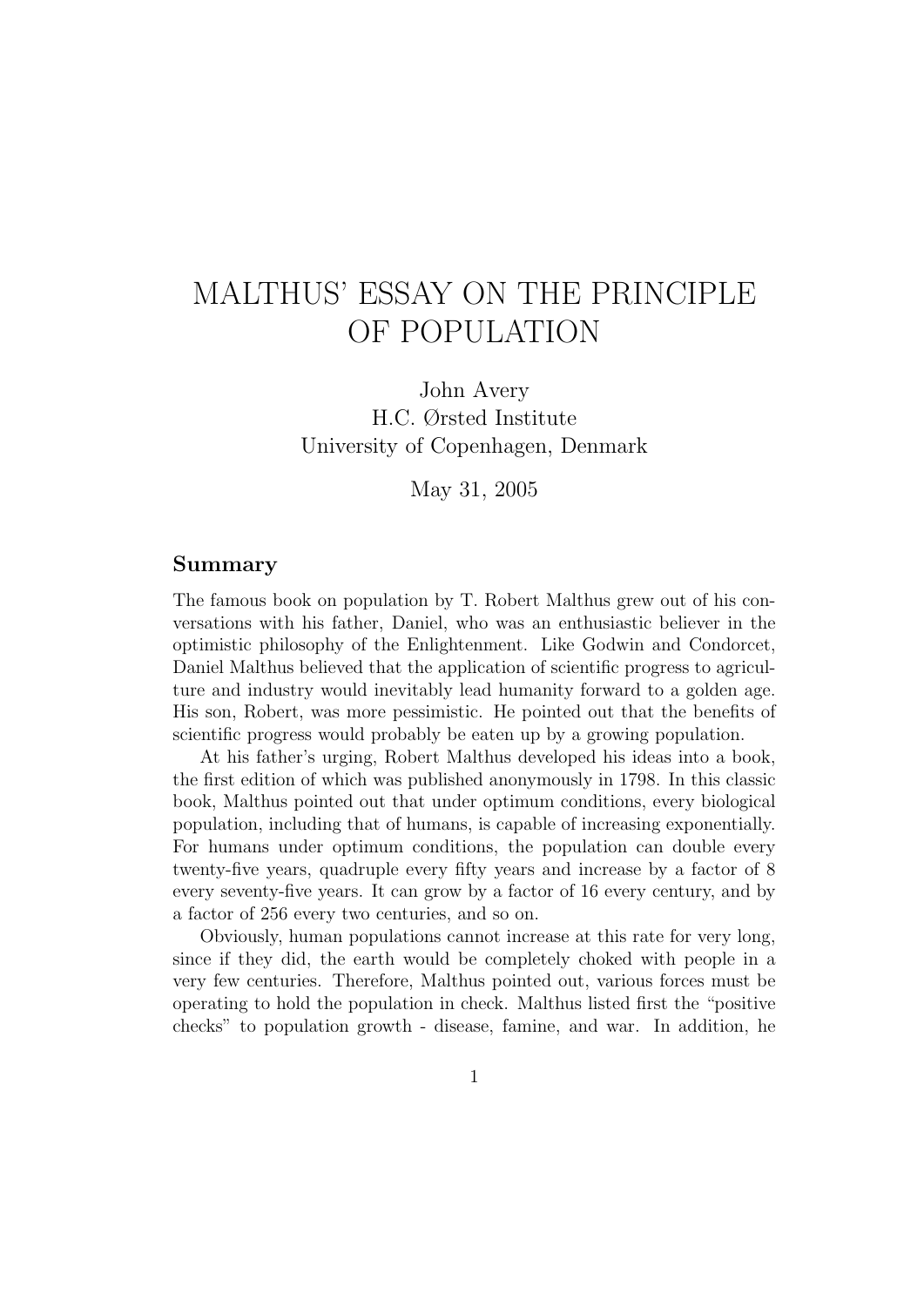# MALTHUS' ESSAY ON THE PRINCIPLE OF POPULATION

John Avery
H.C. Ørsted Institute
University of Copenhagen, Denmark

May 31, 2005

### Summary

The famous book on population by T. Robert Malthus grew out of his conversations with his father, Daniel, who was an enthusiastic believer in the optimistic philosophy of the Enlightenment. Like Godwin and Condorcet, Daniel Malthus believed that the application of scientific progress to agriculture and industry would inevitably lead humanity forward to a golden age. His son, Robert, was more pessimistic. He pointed out that the benefits of scientific progress would probably be eaten up by a growing population.

At his father's urging, Robert Malthus developed his ideas into a book, the first edition of which was published anonymously in 1798. In this classic book, Malthus pointed out that under optimum conditions, every biological population, including that of humans, is capable of increasing exponentially. For humans under optimum conditions, the population can double every twenty-five years, quadruple every fifty years and increase by a factor of 8 every seventy-five years. It can grow by a factor of 16 every century, and by a factor of 256 every two centuries, and so on.

Obviously, human populations cannot increase at this rate for very long, since if they did, the earth would be completely choked with people in a very few centuries. Therefore, Malthus pointed out, various forces must be operating to hold the population in check. Malthus listed first the "positive checks" to population growth - disease, famine, and war. In addition, he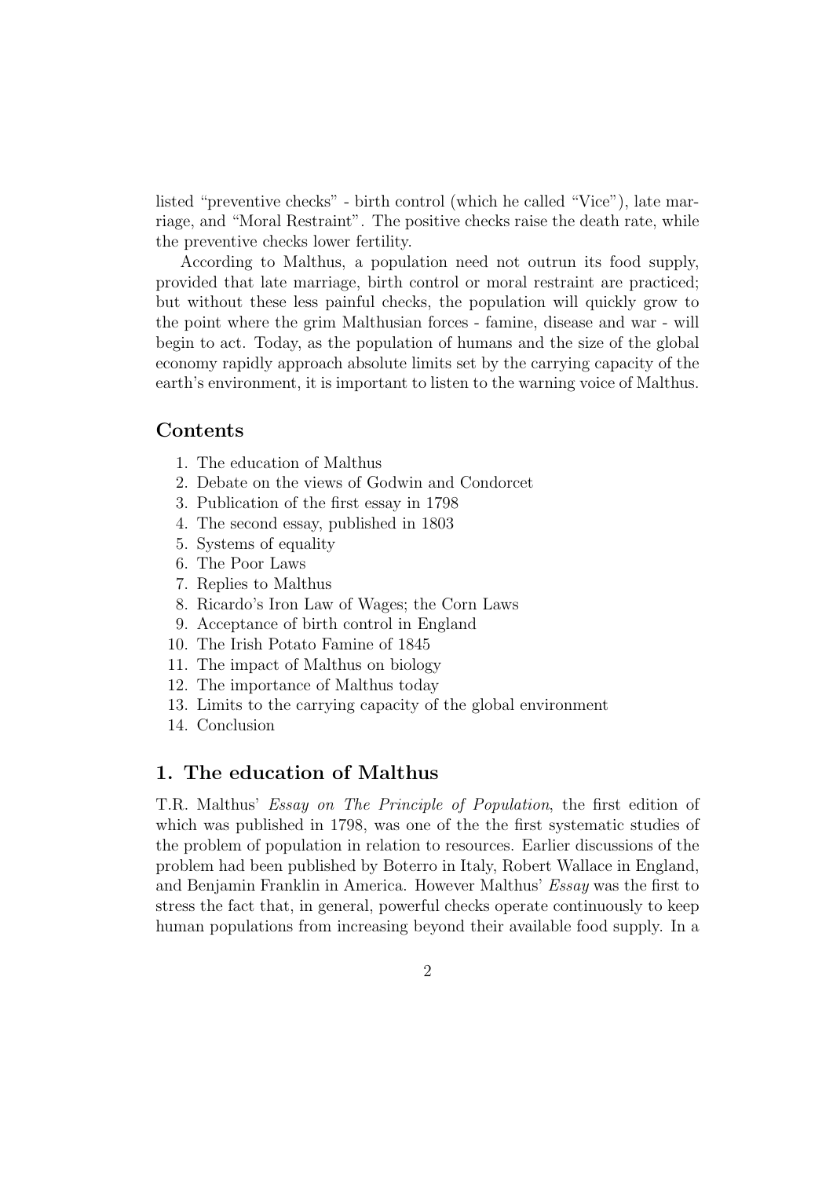listed "preventive checks" - birth control (which he called "Vice"), late marriage, and "Moral Restraint". The positive checks raise the death rate, while the preventive checks lower fertility.

According to Malthus, a population need not outrun its food supply, provided that late marriage, birth control or moral restraint are practiced; but without these less painful checks, the population will quickly grow to the point where the grim Malthusian forces - famine, disease and war - will begin to act. Today, as the population of humans and the size of the global economy rapidly approach absolute limits set by the carrying capacity of the earth's environment, it is important to listen to the warning voice of Malthus.

## Contents

1. The education of Malthus
2. Debate on the views of Godwin and Condorcet
3. Publication of the first essay in 1798
4. The second essay, published in 1803
5. Systems of equality
6. The Poor Laws
7. Replies to Malthus
8. Ricardo's Iron Law of Wages; the Corn Laws
9. Acceptance of birth control in England
10. The Irish Potato Famine of 1845
11. The impact of Malthus on biology
12. The importance of Malthus today
13. Limits to the carrying capacity of the global environment
14. Conclusion

## 1. The education of Malthus

T.R. Malthus' *Essay on The Principle of Population*, the first edition of which was published in 1798, was one of the the first systematic studies of the problem of population in relation to resources. Earlier discussions of the problem had been published by Boterro in Italy, Robert Wallace in England, and Benjamin Franklin in America. However Malthus' *Essay* was the first to stress the fact that, in general, powerful checks operate continuously to keep human populations from increasing beyond their available food supply. In a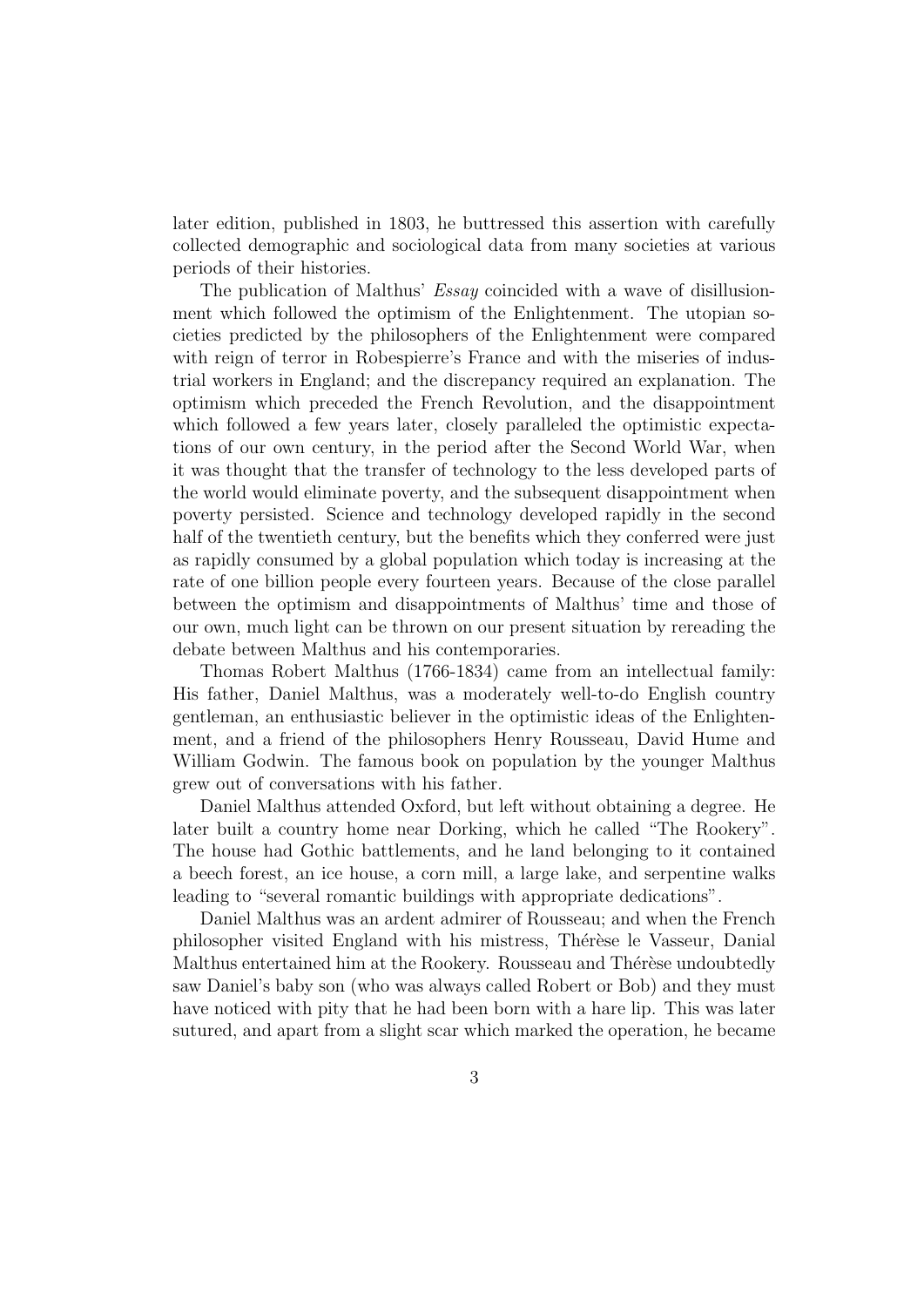later edition, published in 1803, he buttressed this assertion with carefully collected demographic and sociological data from many societies at various periods of their histories.

The publication of Malthus' *Essay* coincided with a wave of disillusionment which followed the optimism of the Enlightenment. The utopian societies predicted by the philosophers of the Enlightenment were compared with reign of terror in Robespierre's France and with the miseries of industrial workers in England; and the discrepancy required an explanation. The optimism which preceded the French Revolution, and the disappointment which followed a few years later, closely paralleled the optimistic expectations of our own century, in the period after the Second World War, when it was thought that the transfer of technology to the less developed parts of the world would eliminate poverty, and the subsequent disappointment when poverty persisted. Science and technology developed rapidly in the second half of the twentieth century, but the benefits which they conferred were just as rapidly consumed by a global population which today is increasing at the rate of one billion people every fourteen years. Because of the close parallel between the optimism and disappointments of Malthus' time and those of our own, much light can be thrown on our present situation by rereading the debate between Malthus and his contemporaries.

Thomas Robert Malthus (1766-1834) came from an intellectual family: His father, Daniel Malthus, was a moderately well-to-do English country gentleman, an enthusiastic believer in the optimistic ideas of the Enlightenment, and a friend of the philosophers Henry Rousseau, David Hume and William Godwin. The famous book on population by the younger Malthus grew out of conversations with his father.

Daniel Malthus attended Oxford, but left without obtaining a degree. He later built a country home near Dorking, which he called "The Rookery". The house had Gothic battlements, and he land belonging to it contained a beech forest, an ice house, a corn mill, a large lake, and serpentine walks leading to "several romantic buildings with appropriate dedications".

Daniel Malthus was an ardent admirer of Rousseau; and when the French philosopher visited England with his mistress, Thérèse le Vasseur, Danial Malthus entertained him at the Rookery. Rousseau and Thérèse undoubtedly saw Daniel's baby son (who was always called Robert or Bob) and they must have noticed with pity that he had been born with a hare lip. This was later sutured, and apart from a slight scar which marked the operation, he became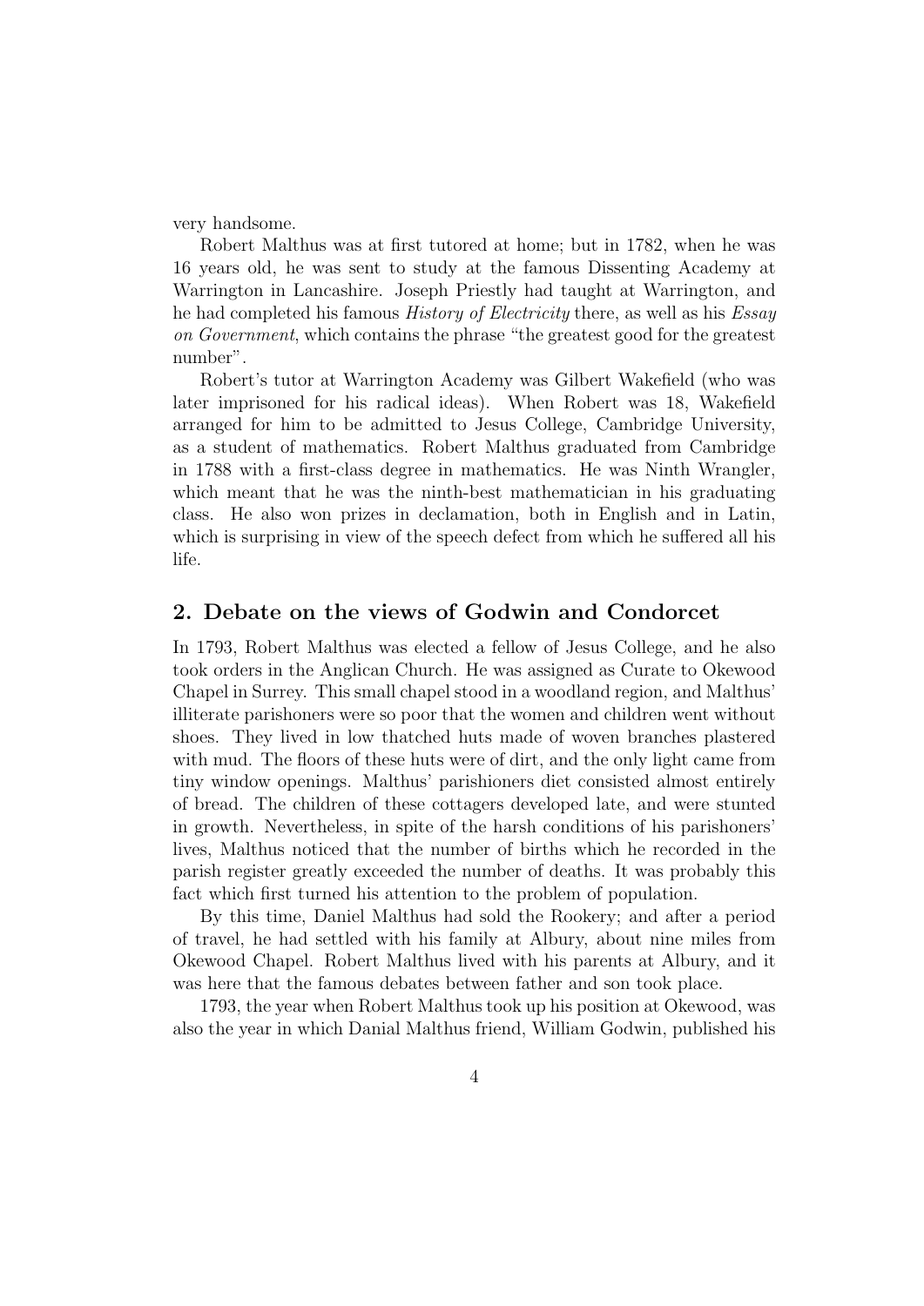very handsome.

Robert Malthus was at first tutored at home; but in 1782, when he was 16 years old, he was sent to study at the famous Dissenting Academy at Warrington in Lancashire. Joseph Priestly had taught at Warrington, and he had completed his famous *History of Electricity* there, as well as his *Essay on Government*, which contains the phrase "the greatest good for the greatest number".

Robert's tutor at Warrington Academy was Gilbert Wakefield (who was later imprisoned for his radical ideas). When Robert was 18, Wakefield arranged for him to be admitted to Jesus College, Cambridge University, as a student of mathematics. Robert Malthus graduated from Cambridge in 1788 with a first-class degree in mathematics. He was Ninth Wrangler, which meant that he was the ninth-best mathematician in his graduating class. He also won prizes in declamation, both in English and in Latin, which is surprising in view of the speech defect from which he suffered all his life.

## 2. Debate on the views of Godwin and Condorcet

In 1793, Robert Malthus was elected a fellow of Jesus College, and he also took orders in the Anglican Church. He was assigned as Curate to Okewood Chapel in Surrey. This small chapel stood in a woodland region, and Malthus' illiterate parishoners were so poor that the women and children went without shoes. They lived in low thatched huts made of woven branches plastered with mud. The floors of these huts were of dirt, and the only light came from tiny window openings. Malthus' parishioners diet consisted almost entirely of bread. The children of these cottagers developed late, and were stunted in growth. Nevertheless, in spite of the harsh conditions of his parishoners' lives, Malthus noticed that the number of births which he recorded in the parish register greatly exceeded the number of deaths. It was probably this fact which first turned his attention to the problem of population.

By this time, Daniel Malthus had sold the Rookery; and after a period of travel, he had settled with his family at Albury, about nine miles from Okewood Chapel. Robert Malthus lived with his parents at Albury, and it was here that the famous debates between father and son took place.

1793, the year when Robert Malthus took up his position at Okewood, was also the year in which Danial Malthus friend, William Godwin, published his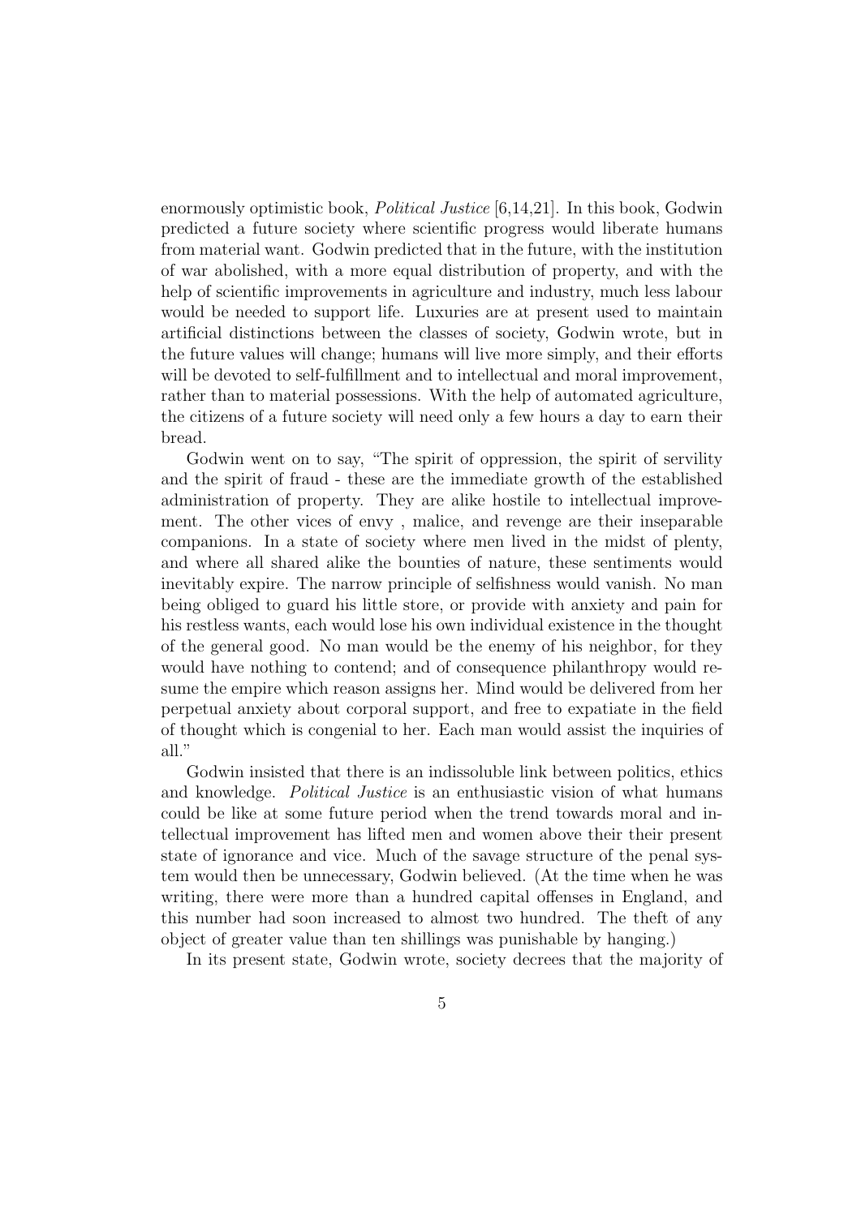enormously optimistic book, *Political Justice* [6,14,21]. In this book, Godwin predicted a future society where scientific progress would liberate humans from material want. Godwin predicted that in the future, with the institution of war abolished, with a more equal distribution of property, and with the help of scientific improvements in agriculture and industry, much less labour would be needed to support life. Luxuries are at present used to maintain artificial distinctions between the classes of society, Godwin wrote, but in the future values will change; humans will live more simply, and their efforts will be devoted to self-fulfillment and to intellectual and moral improvement, rather than to material possessions. With the help of automated agriculture, the citizens of a future society will need only a few hours a day to earn their bread.

Godwin went on to say, "The spirit of oppression, the spirit of servility and the spirit of fraud - these are the immediate growth of the established administration of property. They are alike hostile to intellectual improvement. The other vices of envy , malice, and revenge are their inseparable companions. In a state of society where men lived in the midst of plenty, and where all shared alike the bounties of nature, these sentiments would inevitably expire. The narrow principle of selfishness would vanish. No man being obliged to guard his little store, or provide with anxiety and pain for his restless wants, each would lose his own individual existence in the thought of the general good. No man would be the enemy of his neighbor, for they would have nothing to contend; and of consequence philanthropy would resume the empire which reason assigns her. Mind would be delivered from her perpetual anxiety about corporal support, and free to expatiate in the field of thought which is congenial to her. Each man would assist the inquiries of all."

Godwin insisted that there is an indissoluble link between politics, ethics and knowledge. *Political Justice* is an enthusiastic vision of what humans could be like at some future period when the trend towards moral and intellectual improvement has lifted men and women above their their present state of ignorance and vice. Much of the savage structure of the penal system would then be unnecessary, Godwin believed. (At the time when he was writing, there were more than a hundred capital offenses in England, and this number had soon increased to almost two hundred. The theft of any object of greater value than ten shillings was punishable by hanging.)

In its present state, Godwin wrote, society decrees that the majority of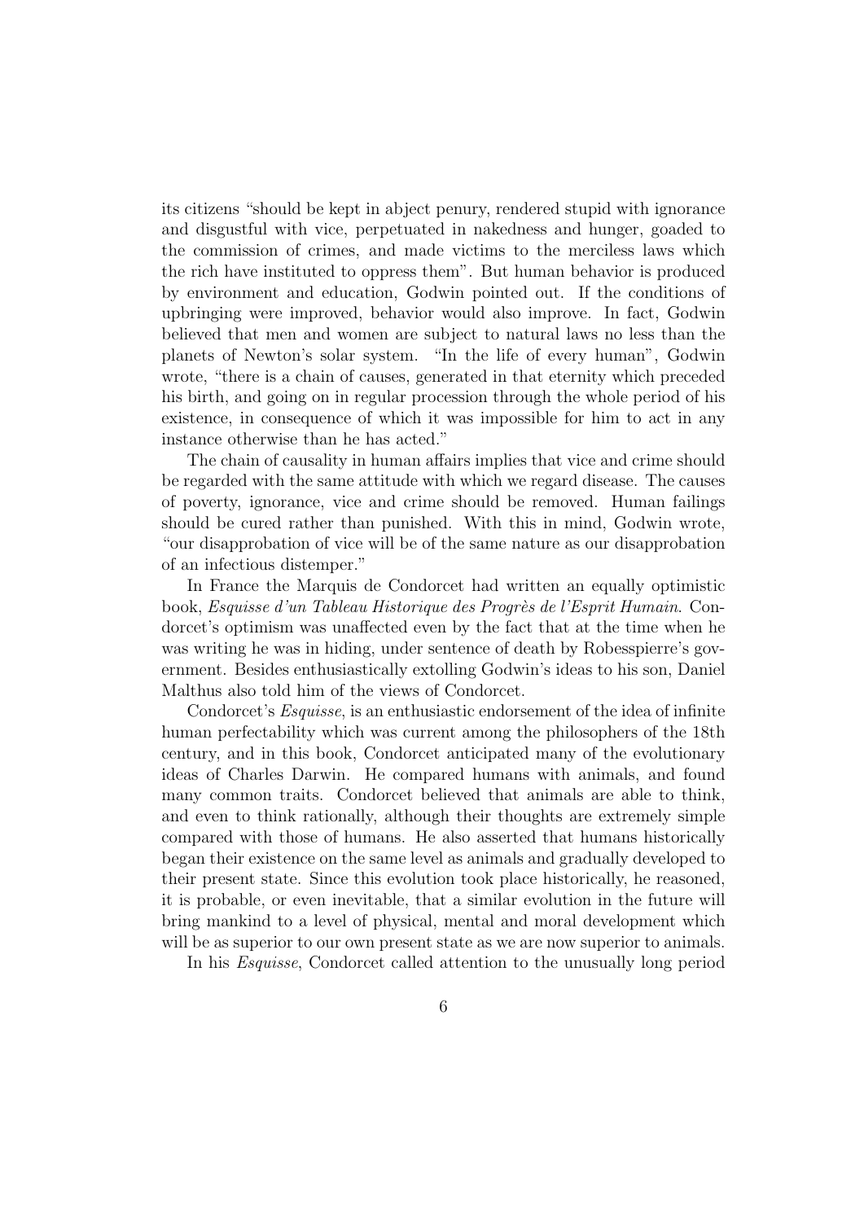its citizens "should be kept in abject penury, rendered stupid with ignorance and disgustful with vice, perpetuated in nakedness and hunger, goaded to the commission of crimes, and made victims to the merciless laws which the rich have instituted to oppress them". But human behavior is produced by environment and education, Godwin pointed out. If the conditions of upbringing were improved, behavior would also improve. In fact, Godwin believed that men and women are subject to natural laws no less than the planets of Newton's solar system. "In the life of every human", Godwin wrote, "there is a chain of causes, generated in that eternity which preceded his birth, and going on in regular procession through the whole period of his existence, in consequence of which it was impossible for him to act in any instance otherwise than he has acted."

The chain of causality in human affairs implies that vice and crime should be regarded with the same attitude with which we regard disease. The causes of poverty, ignorance, vice and crime should be removed. Human failings should be cured rather than punished. With this in mind, Godwin wrote, "our disapprobation of vice will be of the same nature as our disapprobation of an infectious distemper."

In France the Marquis de Condorcet had written an equally optimistic book, *Esquisse d'un Tableau Historique des Progrès de l'Esprit Humain*. Condorcet's optimism was unaffected even by the fact that at the time when he was writing he was in hiding, under sentence of death by Robesspierre's government. Besides enthusiastically extolling Godwin's ideas to his son, Daniel Malthus also told him of the views of Condorcet.

Condorcet's *Esquisse*, is an enthusiastic endorsement of the idea of infinite human perfectability which was current among the philosophers of the 18th century, and in this book, Condorcet anticipated many of the evolutionary ideas of Charles Darwin. He compared humans with animals, and found many common traits. Condorcet believed that animals are able to think, and even to think rationally, although their thoughts are extremely simple compared with those of humans. He also asserted that humans historically began their existence on the same level as animals and gradually developed to their present state. Since this evolution took place historically, he reasoned, it is probable, or even inevitable, that a similar evolution in the future will bring mankind to a level of physical, mental and moral development which will be as superior to our own present state as we are now superior to animals.

In his *Esquisse*, Condorcet called attention to the unusually long period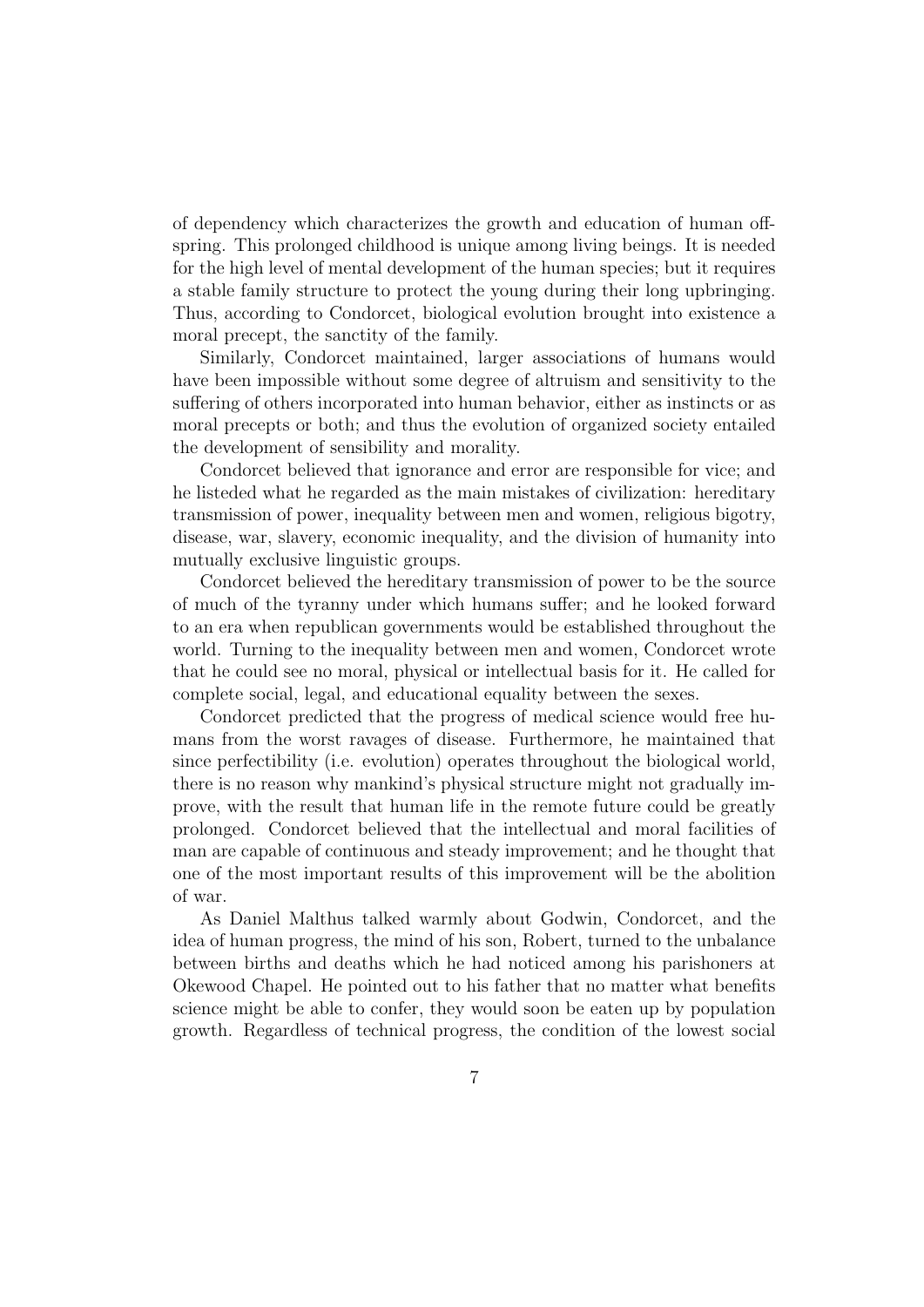of dependency which characterizes the growth and education of human offspring. This prolonged childhood is unique among living beings. It is needed for the high level of mental development of the human species; but it requires a stable family structure to protect the young during their long upbringing. Thus, according to Condorcet, biological evolution brought into existence a moral precept, the sanctity of the family.

Similarly, Condorcet maintained, larger associations of humans would have been impossible without some degree of altruism and sensitivity to the suffering of others incorporated into human behavior, either as instincts or as moral precepts or both; and thus the evolution of organized society entailed the development of sensibility and morality.

Condorcet believed that ignorance and error are responsible for vice; and he listeded what he regarded as the main mistakes of civilization: hereditary transmission of power, inequality between men and women, religious bigotry, disease, war, slavery, economic inequality, and the division of humanity into mutually exclusive linguistic groups.

Condorcet believed the hereditary transmission of power to be the source of much of the tyranny under which humans suffer; and he looked forward to an era when republican governments would be established throughout the world. Turning to the inequality between men and women, Condorcet wrote that he could see no moral, physical or intellectual basis for it. He called for complete social, legal, and educational equality between the sexes.

Condorcet predicted that the progress of medical science would free humans from the worst ravages of disease. Furthermore, he maintained that since perfectibility (i.e. evolution) operates throughout the biological world, there is no reason why mankind's physical structure might not gradually improve, with the result that human life in the remote future could be greatly prolonged. Condorcet believed that the intellectual and moral facilities of man are capable of continuous and steady improvement; and he thought that one of the most important results of this improvement will be the abolition of war.

As Daniel Malthus talked warmly about Godwin, Condorcet, and the idea of human progress, the mind of his son, Robert, turned to the unbalance between births and deaths which he had noticed among his parishoners at Okewood Chapel. He pointed out to his father that no matter what benefits science might be able to confer, they would soon be eaten up by population growth. Regardless of technical progress, the condition of the lowest social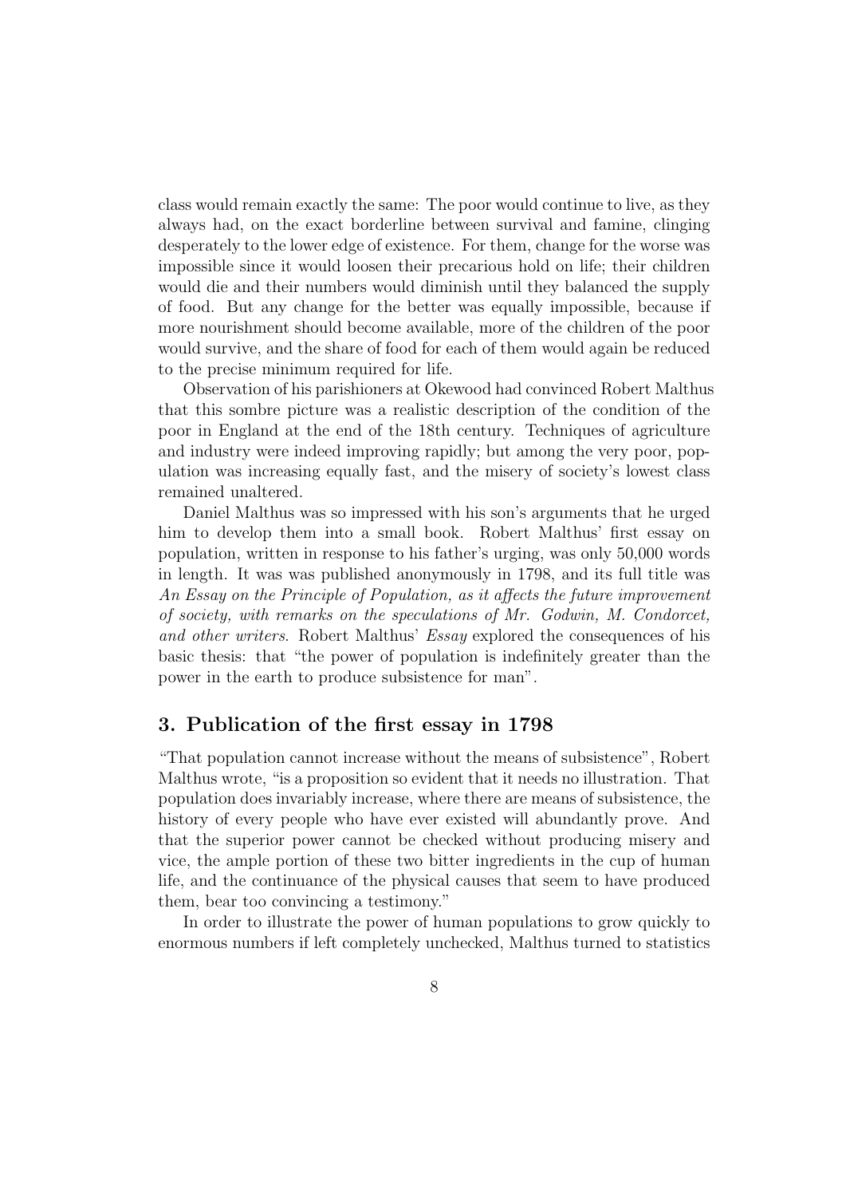class would remain exactly the same: The poor would continue to live, as they always had, on the exact borderline between survival and famine, clinging desperately to the lower edge of existence. For them, change for the worse was impossible since it would loosen their precarious hold on life; their children would die and their numbers would diminish until they balanced the supply of food. But any change for the better was equally impossible, because if more nourishment should become available, more of the children of the poor would survive, and the share of food for each of them would again be reduced to the precise minimum required for life.

Observation of his parishioners at Okewood had convinced Robert Malthus that this sombre picture was a realistic description of the condition of the poor in England at the end of the 18th century. Techniques of agriculture and industry were indeed improving rapidly; but among the very poor, population was increasing equally fast, and the misery of society's lowest class remained unaltered.

Daniel Malthus was so impressed with his son's arguments that he urged him to develop them into a small book. Robert Malthus' first essay on population, written in response to his father's urging, was only 50,000 words in length. It was was published anonymously in 1798, and its full title was *An Essay on the Principle of Population, as it affects the future improvement of society, with remarks on the speculations of Mr. Godwin, M. Condorcet, and other writers*. Robert Malthus' *Essay* explored the consequences of his basic thesis: that "the power of population is indefinitely greater than the power in the earth to produce subsistence for man".

## 3. Publication of the first essay in 1798

"That population cannot increase without the means of subsistence", Robert Malthus wrote, "is a proposition so evident that it needs no illustration. That population does invariably increase, where there are means of subsistence, the history of every people who have ever existed will abundantly prove. And that the superior power cannot be checked without producing misery and vice, the ample portion of these two bitter ingredients in the cup of human life, and the continuance of the physical causes that seem to have produced them, bear too convincing a testimony."

In order to illustrate the power of human populations to grow quickly to enormous numbers if left completely unchecked, Malthus turned to statistics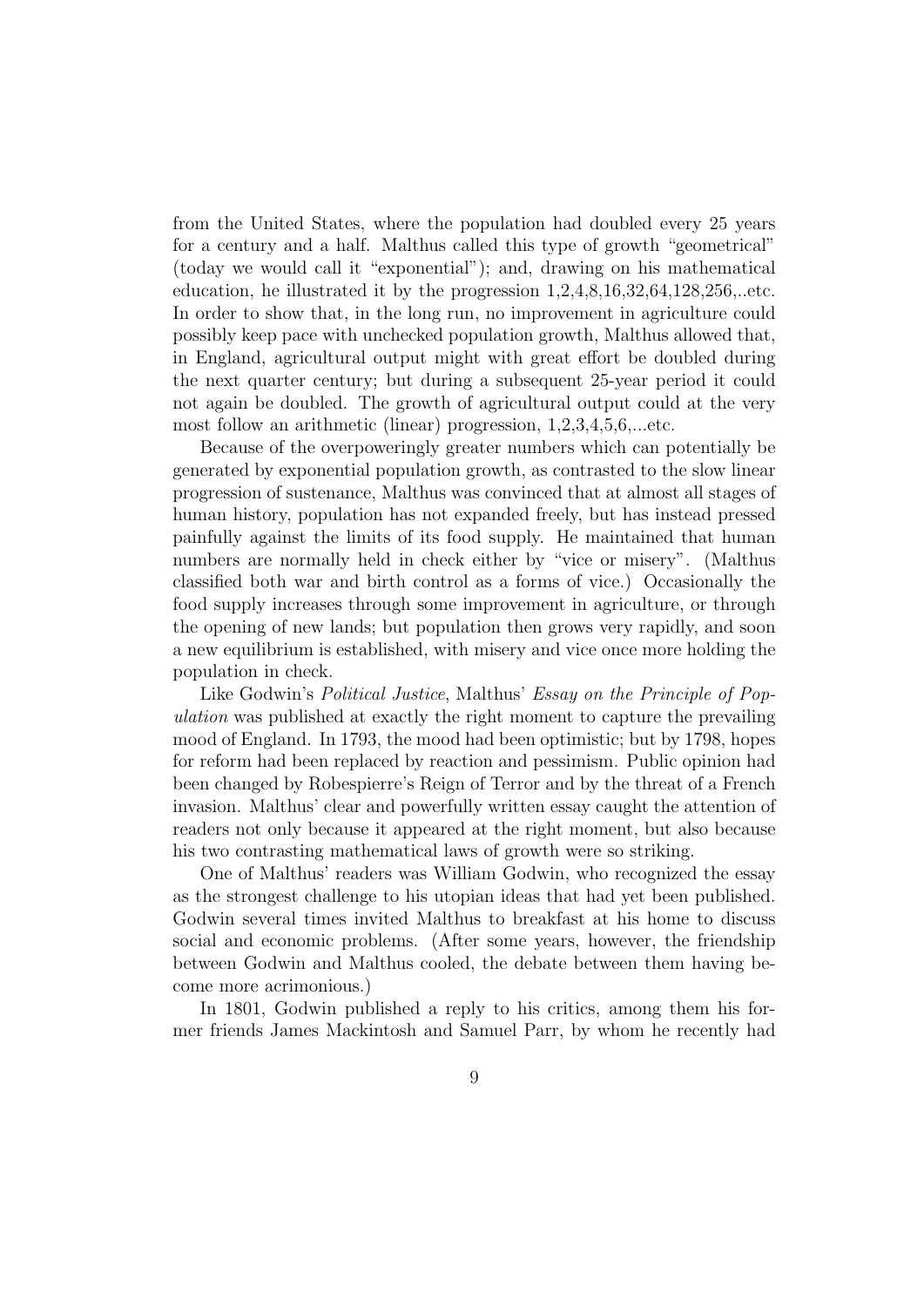from the United States, where the population had doubled every 25 years for a century and a half. Malthus called this type of growth "geometrical" (today we would call it "exponential"); and, drawing on his mathematical education, he illustrated it by the progression 1,2,4,8,16,32,64,128,256,..etc. In order to show that, in the long run, no improvement in agriculture could possibly keep pace with unchecked population growth, Malthus allowed that, in England, agricultural output might with great effort be doubled during the next quarter century; but during a subsequent 25-year period it could not again be doubled. The growth of agricultural output could at the very most follow an arithmetic (linear) progression, 1,2,3,4,5,6,...etc.

Because of the overpoweringly greater numbers which can potentially be generated by exponential population growth, as contrasted to the slow linear progression of sustenance, Malthus was convinced that at almost all stages of human history, population has not expanded freely, but has instead pressed painfully against the limits of its food supply. He maintained that human numbers are normally held in check either by "vice or misery". (Malthus classified both war and birth control as a forms of vice.) Occasionally the food supply increases through some improvement in agriculture, or through the opening of new lands; but population then grows very rapidly, and soon a new equilibrium is established, with misery and vice once more holding the population in check.

Like Godwin's *Political Justice*, Malthus' *Essay on the Principle of Population* was published at exactly the right moment to capture the prevailing mood of England. In 1793, the mood had been optimistic; but by 1798, hopes for reform had been replaced by reaction and pessimism. Public opinion had been changed by Robespierre's Reign of Terror and by the threat of a French invasion. Malthus' clear and powerfully written essay caught the attention of readers not only because it appeared at the right moment, but also because his two contrasting mathematical laws of growth were so striking.

One of Malthus' readers was William Godwin, who recognized the essay as the strongest challenge to his utopian ideas that had yet been published. Godwin several times invited Malthus to breakfast at his home to discuss social and economic problems. (After some years, however, the friendship between Godwin and Malthus cooled, the debate between them having become more acrimonious.)

In 1801, Godwin published a reply to his critics, among them his former friends James Mackintosh and Samuel Parr, by whom he recently had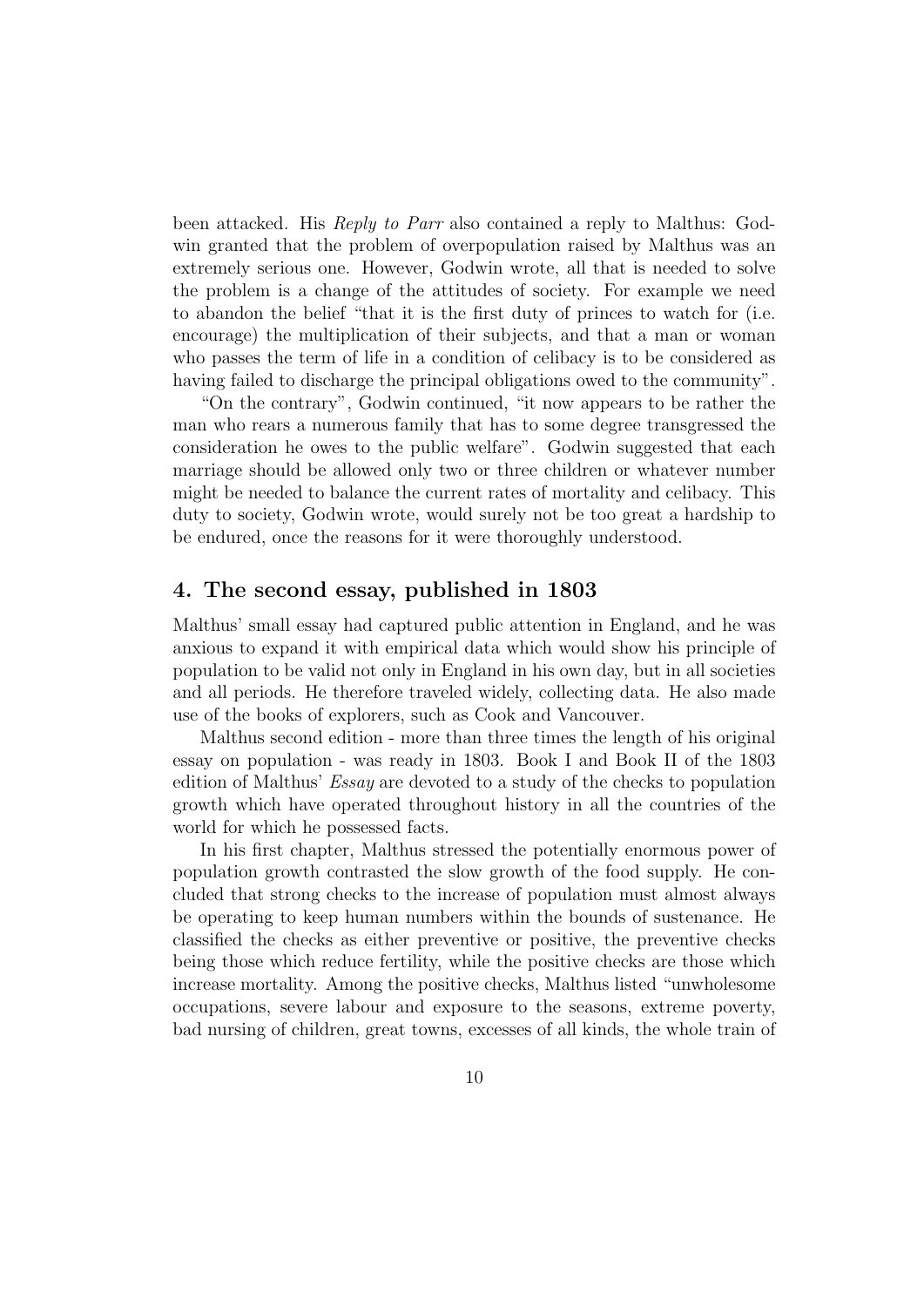been attacked. His *Reply to Parr* also contained a reply to Malthus: Godwin granted that the problem of overpopulation raised by Malthus was an extremely serious one. However, Godwin wrote, all that is needed to solve the problem is a change of the attitudes of society. For example we need to abandon the belief "that it is the first duty of princes to watch for (i.e. encourage) the multiplication of their subjects, and that a man or woman who passes the term of life in a condition of celibacy is to be considered as having failed to discharge the principal obligations owed to the community".

"On the contrary", Godwin continued, "it now appears to be rather the man who rears a numerous family that has to some degree transgressed the consideration he owes to the public welfare". Godwin suggested that each marriage should be allowed only two or three children or whatever number might be needed to balance the current rates of mortality and celibacy. This duty to society, Godwin wrote, would surely not be too great a hardship to be endured, once the reasons for it were thoroughly understood.

## 4. The second essay, published in 1803

Malthus' small essay had captured public attention in England, and he was anxious to expand it with empirical data which would show his principle of population to be valid not only in England in his own day, but in all societies and all periods. He therefore traveled widely, collecting data. He also made use of the books of explorers, such as Cook and Vancouver.

Malthus second edition - more than three times the length of his original essay on population - was ready in 1803. Book I and Book II of the 1803 edition of Malthus' *Essay* are devoted to a study of the checks to population growth which have operated throughout history in all the countries of the world for which he possessed facts.

In his first chapter, Malthus stressed the potentially enormous power of population growth contrasted the slow growth of the food supply. He concluded that strong checks to the increase of population must almost always be operating to keep human numbers within the bounds of sustenance. He classified the checks as either preventive or positive, the preventive checks being those which reduce fertility, while the positive checks are those which increase mortality. Among the positive checks, Malthus listed "unwholesome occupations, severe labour and exposure to the seasons, extreme poverty, bad nursing of children, great towns, excesses of all kinds, the whole train of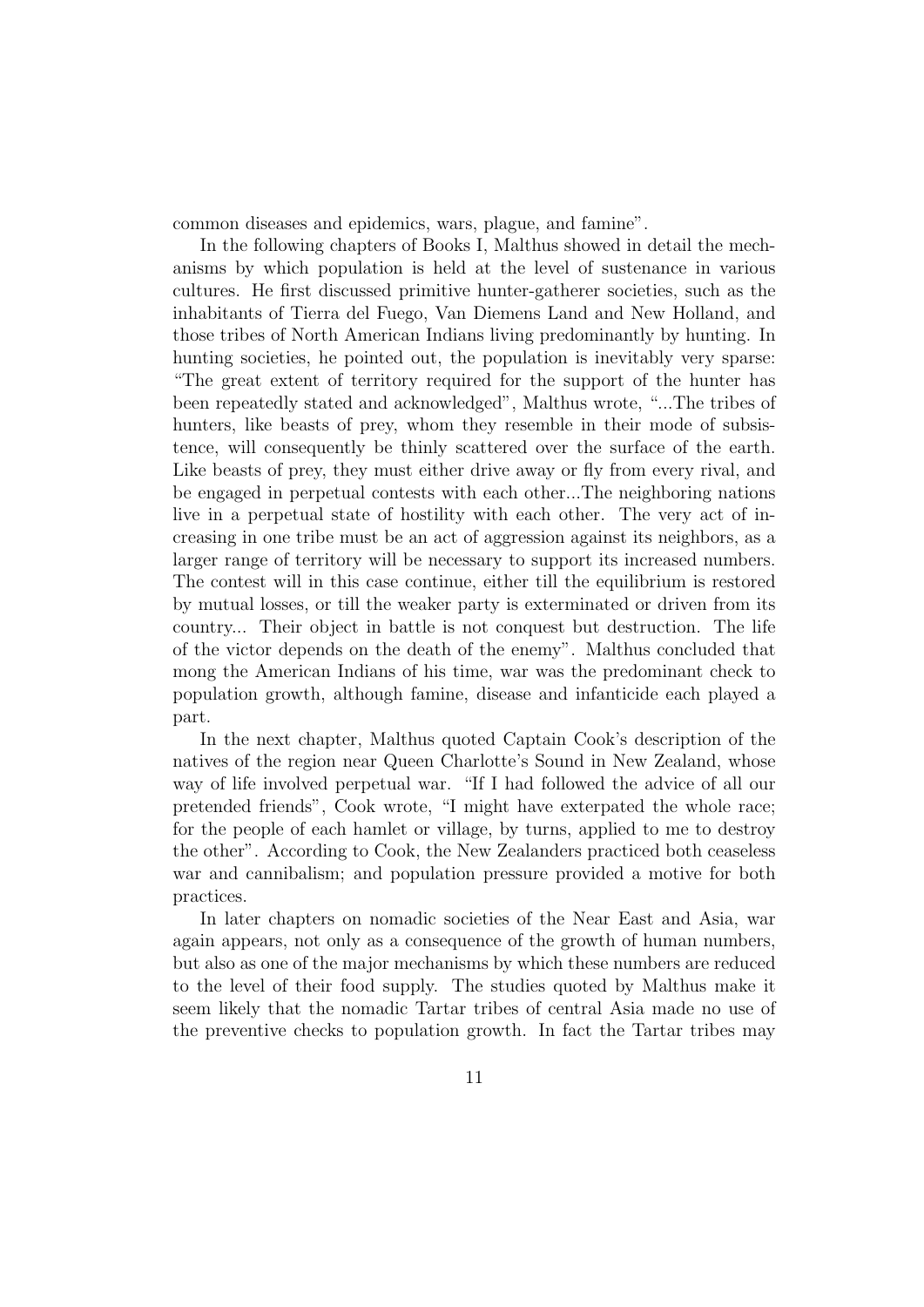common diseases and epidemics, wars, plague, and famine".

In the following chapters of Books I, Malthus showed in detail the mechanisms by which population is held at the level of sustenance in various cultures. He first discussed primitive hunter-gatherer societies, such as the inhabitants of Tierra del Fuego, Van Diemens Land and New Holland, and those tribes of North American Indians living predominantly by hunting. In hunting societies, he pointed out, the population is inevitably very sparse: "The great extent of territory required for the support of the hunter has been repeatedly stated and acknowledged", Malthus wrote, "...The tribes of hunters, like beasts of prey, whom they resemble in their mode of subsistence, will consequently be thinly scattered over the surface of the earth. Like beasts of prey, they must either drive away or fly from every rival, and be engaged in perpetual contests with each other...The neighboring nations live in a perpetual state of hostility with each other. The very act of increasing in one tribe must be an act of aggression against its neighbors, as a larger range of territory will be necessary to support its increased numbers. The contest will in this case continue, either till the equilibrium is restored by mutual losses, or till the weaker party is exterminated or driven from its country... Their object in battle is not conquest but destruction. The life of the victor depends on the death of the enemy". Malthus concluded that mong the American Indians of his time, war was the predominant check to population growth, although famine, disease and infanticide each played a part.

In the next chapter, Malthus quoted Captain Cook's description of the natives of the region near Queen Charlotte's Sound in New Zealand, whose way of life involved perpetual war. "If I had followed the advice of all our pretended friends", Cook wrote, "I might have exterpated the whole race; for the people of each hamlet or village, by turns, applied to me to destroy the other". According to Cook, the New Zealanders practiced both ceaseless war and cannibalism; and population pressure provided a motive for both practices.

In later chapters on nomadic societies of the Near East and Asia, war again appears, not only as a consequence of the growth of human numbers, but also as one of the major mechanisms by which these numbers are reduced to the level of their food supply. The studies quoted by Malthus make it seem likely that the nomadic Tartar tribes of central Asia made no use of the preventive checks to population growth. In fact the Tartar tribes may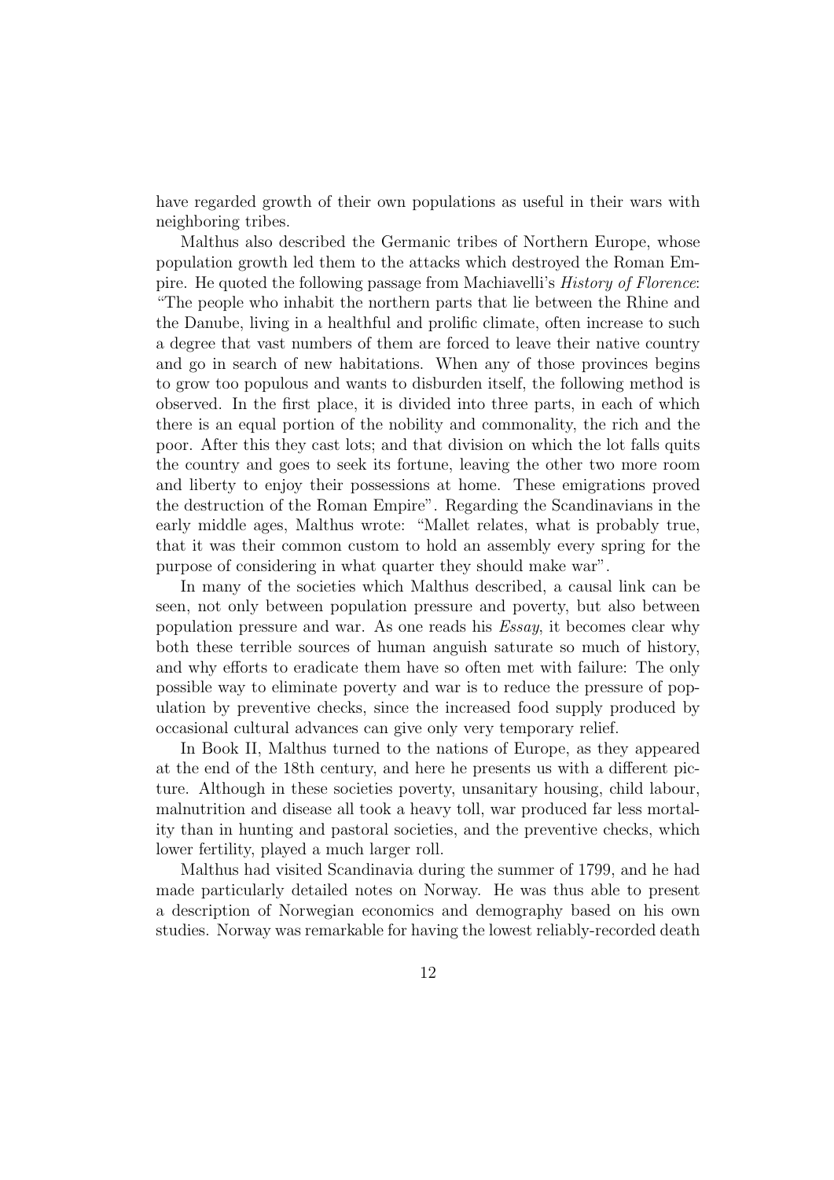have regarded growth of their own populations as useful in their wars with neighboring tribes.

Malthus also described the Germanic tribes of Northern Europe, whose population growth led them to the attacks which destroyed the Roman Empire. He quoted the following passage from Machiavelli's *History of Florence*: "The people who inhabit the northern parts that lie between the Rhine and the Danube, living in a healthful and prolific climate, often increase to such a degree that vast numbers of them are forced to leave their native country and go in search of new habitations. When any of those provinces begins to grow too populous and wants to disburden itself, the following method is observed. In the first place, it is divided into three parts, in each of which there is an equal portion of the nobility and commonality, the rich and the poor. After this they cast lots; and that division on which the lot falls quits the country and goes to seek its fortune, leaving the other two more room and liberty to enjoy their possessions at home. These emigrations proved the destruction of the Roman Empire". Regarding the Scandinavians in the early middle ages, Malthus wrote: "Mallet relates, what is probably true, that it was their common custom to hold an assembly every spring for the purpose of considering in what quarter they should make war".

In many of the societies which Malthus described, a causal link can be seen, not only between population pressure and poverty, but also between population pressure and war. As one reads his *Essay*, it becomes clear why both these terrible sources of human anguish saturate so much of history, and why efforts to eradicate them have so often met with failure: The only possible way to eliminate poverty and war is to reduce the pressure of population by preventive checks, since the increased food supply produced by occasional cultural advances can give only very temporary relief.

In Book II, Malthus turned to the nations of Europe, as they appeared at the end of the 18th century, and here he presents us with a different picture. Although in these societies poverty, unsanitary housing, child labour, malnutrition and disease all took a heavy toll, war produced far less mortality than in hunting and pastoral societies, and the preventive checks, which lower fertility, played a much larger roll.

Malthus had visited Scandinavia during the summer of 1799, and he had made particularly detailed notes on Norway. He was thus able to present a description of Norwegian economics and demography based on his own studies. Norway was remarkable for having the lowest reliably-recorded death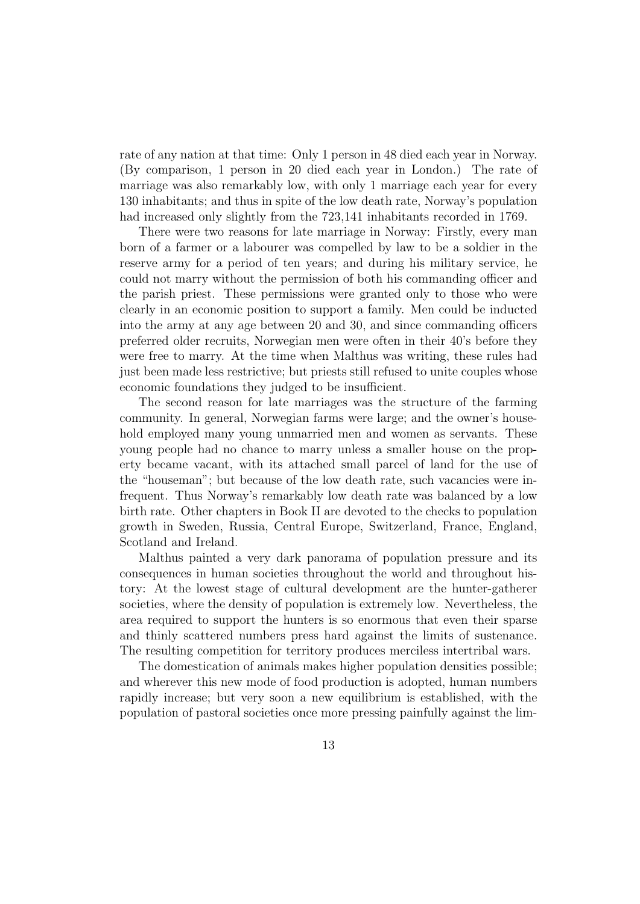rate of any nation at that time: Only 1 person in 48 died each year in Norway. (By comparison, 1 person in 20 died each year in London.) The rate of marriage was also remarkably low, with only 1 marriage each year for every 130 inhabitants; and thus in spite of the low death rate, Norway's population had increased only slightly from the 723,141 inhabitants recorded in 1769.

There were two reasons for late marriage in Norway: Firstly, every man born of a farmer or a labourer was compelled by law to be a soldier in the reserve army for a period of ten years; and during his military service, he could not marry without the permission of both his commanding officer and the parish priest. These permissions were granted only to those who were clearly in an economic position to support a family. Men could be inducted into the army at any age between 20 and 30, and since commanding officers preferred older recruits, Norwegian men were often in their 40's before they were free to marry. At the time when Malthus was writing, these rules had just been made less restrictive; but priests still refused to unite couples whose economic foundations they judged to be insufficient.

The second reason for late marriages was the structure of the farming community. In general, Norwegian farms were large; and the owner's household employed many young unmarried men and women as servants. These young people had no chance to marry unless a smaller house on the property became vacant, with its attached small parcel of land for the use of the "houseman"; but because of the low death rate, such vacancies were infrequent. Thus Norway's remarkably low death rate was balanced by a low birth rate. Other chapters in Book II are devoted to the checks to population growth in Sweden, Russia, Central Europe, Switzerland, France, England, Scotland and Ireland.

Malthus painted a very dark panorama of population pressure and its consequences in human societies throughout the world and throughout history: At the lowest stage of cultural development are the hunter-gatherer societies, where the density of population is extremely low. Nevertheless, the area required to support the hunters is so enormous that even their sparse and thinly scattered numbers press hard against the limits of sustenance. The resulting competition for territory produces merciless intertribal wars.

The domestication of animals makes higher population densities possible; and wherever this new mode of food production is adopted, human numbers rapidly increase; but very soon a new equilibrium is established, with the population of pastoral societies once more pressing painfully against the lim-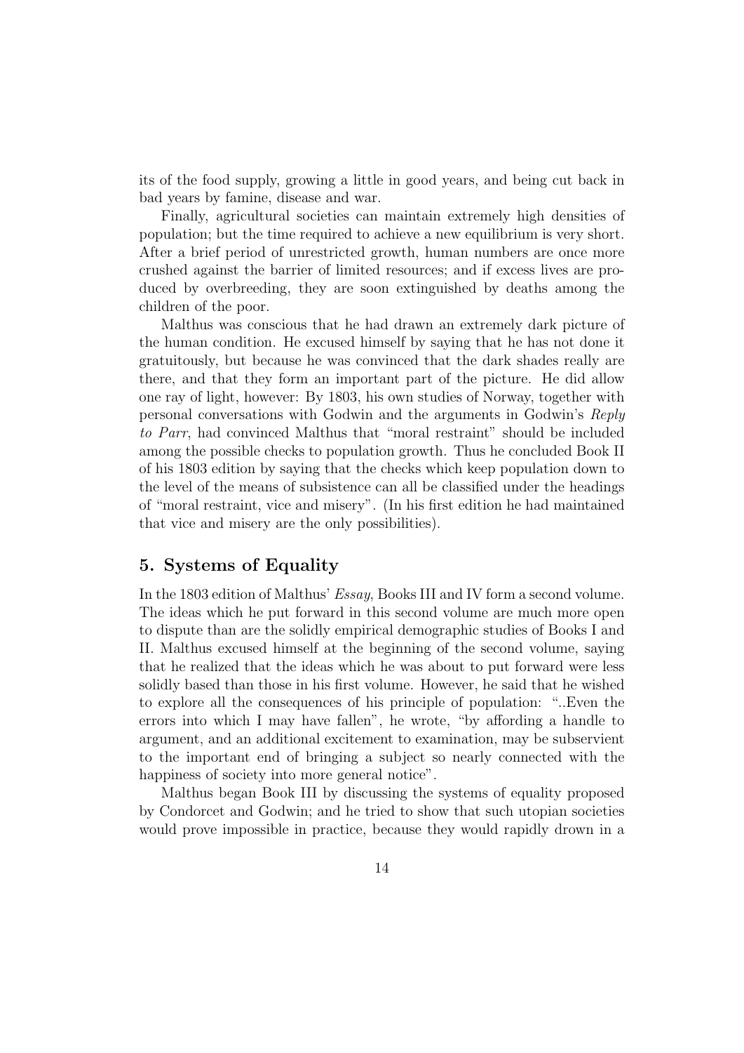its of the food supply, growing a little in good years, and being cut back in bad years by famine, disease and war.

Finally, agricultural societies can maintain extremely high densities of population; but the time required to achieve a new equilibrium is very short. After a brief period of unrestricted growth, human numbers are once more crushed against the barrier of limited resources; and if excess lives are produced by overbreeding, they are soon extinguished by deaths among the children of the poor.

Malthus was conscious that he had drawn an extremely dark picture of the human condition. He excused himself by saying that he has not done it gratuitously, but because he was convinced that the dark shades really are there, and that they form an important part of the picture. He did allow one ray of light, however: By 1803, his own studies of Norway, together with personal conversations with Godwin and the arguments in Godwin's *Reply to Parr*, had convinced Malthus that "moral restraint" should be included among the possible checks to population growth. Thus he concluded Book II of his 1803 edition by saying that the checks which keep population down to the level of the means of subsistence can all be classified under the headings of "moral restraint, vice and misery". (In his first edition he had maintained that vice and misery are the only possibilities).

## 5. Systems of Equality

In the 1803 edition of Malthus' *Essay*, Books III and IV form a second volume. The ideas which he put forward in this second volume are much more open to dispute than are the solidly empirical demographic studies of Books I and II. Malthus excused himself at the beginning of the second volume, saying that he realized that the ideas which he was about to put forward were less solidly based than those in his first volume. However, he said that he wished to explore all the consequences of his principle of population: "..Even the errors into which I may have fallen", he wrote, "by affording a handle to argument, and an additional excitement to examination, may be subservient to the important end of bringing a subject so nearly connected with the happiness of society into more general notice".

Malthus began Book III by discussing the systems of equality proposed by Condorcet and Godwin; and he tried to show that such utopian societies would prove impossible in practice, because they would rapidly drown in a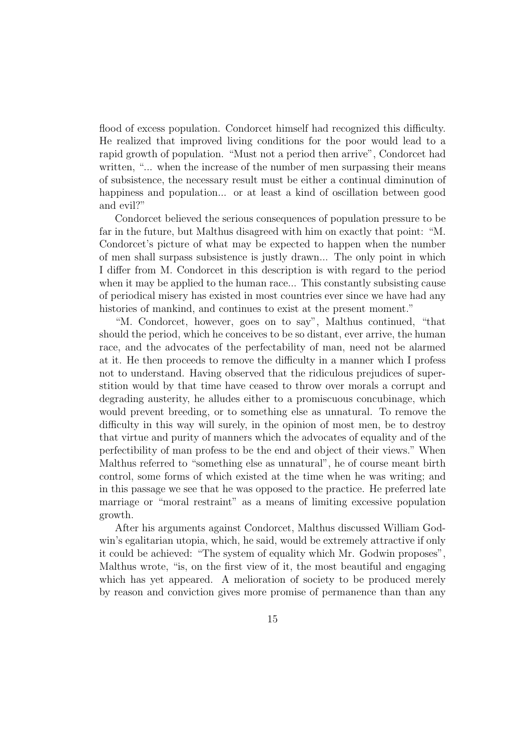flood of excess population. Condorcet himself had recognized this difficulty. He realized that improved living conditions for the poor would lead to a rapid growth of population. "Must not a period then arrive", Condorcet had written, "... when the increase of the number of men surpassing their means of subsistence, the necessary result must be either a continual diminution of happiness and population... or at least a kind of oscillation between good and evil?"

Condorcet believed the serious consequences of population pressure to be far in the future, but Malthus disagreed with him on exactly that point: "M. Condorcet's picture of what may be expected to happen when the number of men shall surpass subsistence is justly drawn... The only point in which I differ from M. Condorcet in this description is with regard to the period when it may be applied to the human race... This constantly subsisting cause of periodical misery has existed in most countries ever since we have had any histories of mankind, and continues to exist at the present moment."

"M. Condorcet, however, goes on to say", Malthus continued, "that should the period, which he conceives to be so distant, ever arrive, the human race, and the advocates of the perfectability of man, need not be alarmed at it. He then proceeds to remove the difficulty in a manner which I profess not to understand. Having observed that the ridiculous prejudices of superstition would by that time have ceased to throw over morals a corrupt and degrading austerity, he alludes either to a promiscuous concubinage, which would prevent breeding, or to something else as unnatural. To remove the difficulty in this way will surely, in the opinion of most men, be to destroy that virtue and purity of manners which the advocates of equality and of the perfectibility of man profess to be the end and object of their views." When Malthus referred to "something else as unnatural", he of course meant birth control, some forms of which existed at the time when he was writing; and in this passage we see that he was opposed to the practice. He preferred late marriage or "moral restraint" as a means of limiting excessive population growth.

After his arguments against Condorcet, Malthus discussed William Godwin's egalitarian utopia, which, he said, would be extremely attractive if only it could be achieved: "The system of equality which Mr. Godwin proposes", Malthus wrote, "is, on the first view of it, the most beautiful and engaging which has yet appeared. A melioration of society to be produced merely by reason and conviction gives more promise of permanence than than any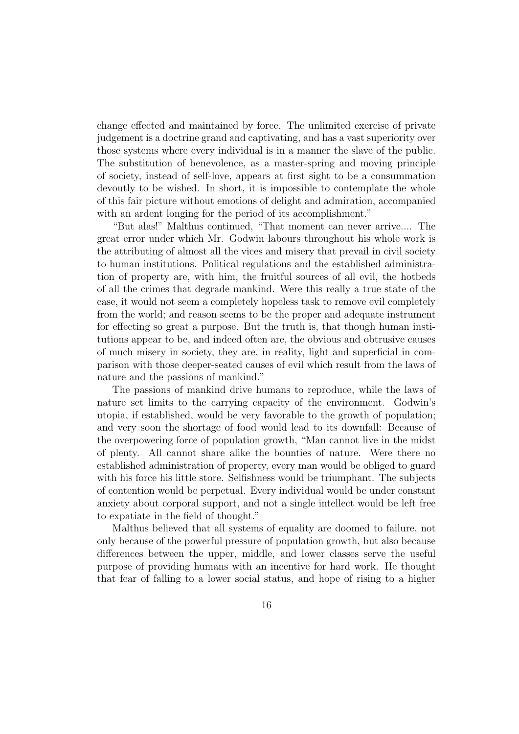change effected and maintained by force. The unlimited exercise of private judgement is a doctrine grand and captivating, and has a vast superiority over those systems where every individual is in a manner the slave of the public. The substitution of benevolence, as a master-spring and moving principle of society, instead of self-love, appears at first sight to be a consummation devoutly to be wished. In short, it is impossible to contemplate the whole of this fair picture without emotions of delight and admiration, accompanied with an ardent longing for the period of its accomplishment."

"But alas!" Malthus continued, "That moment can never arrive.... The great error under which Mr. Godwin labours throughout his whole work is the attributing of almost all the vices and misery that prevail in civil society to human institutions. Political regulations and the established administration of property are, with him, the fruitful sources of all evil, the hotbeds of all the crimes that degrade mankind. Were this really a true state of the case, it would not seem a completely hopeless task to remove evil completely from the world; and reason seems to be the proper and adequate instrument for effecting so great a purpose. But the truth is, that though human institutions appear to be, and indeed often are, the obvious and obtrusive causes of much misery in society, they are, in reality, light and superficial in comparison with those deeper-seated causes of evil which result from the laws of nature and the passions of mankind."

The passions of mankind drive humans to reproduce, while the laws of nature set limits to the carrying capacity of the environment. Godwin's utopia, if established, would be very favorable to the growth of population; and very soon the shortage of food would lead to its downfall: Because of the overpowering force of population growth, "Man cannot live in the midst of plenty. All cannot share alike the bounties of nature. Were there no established administration of property, every man would be obliged to guard with his force his little store. Selfishness would be triumphant. The subjects of contention would be perpetual. Every individual would be under constant anxiety about corporal support, and not a single intellect would be left free to expatiate in the field of thought."

Malthus believed that all systems of equality are doomed to failure, not only because of the powerful pressure of population growth, but also because differences between the upper, middle, and lower classes serve the useful purpose of providing humans with an incentive for hard work. He thought that fear of falling to a lower social status, and hope of rising to a higher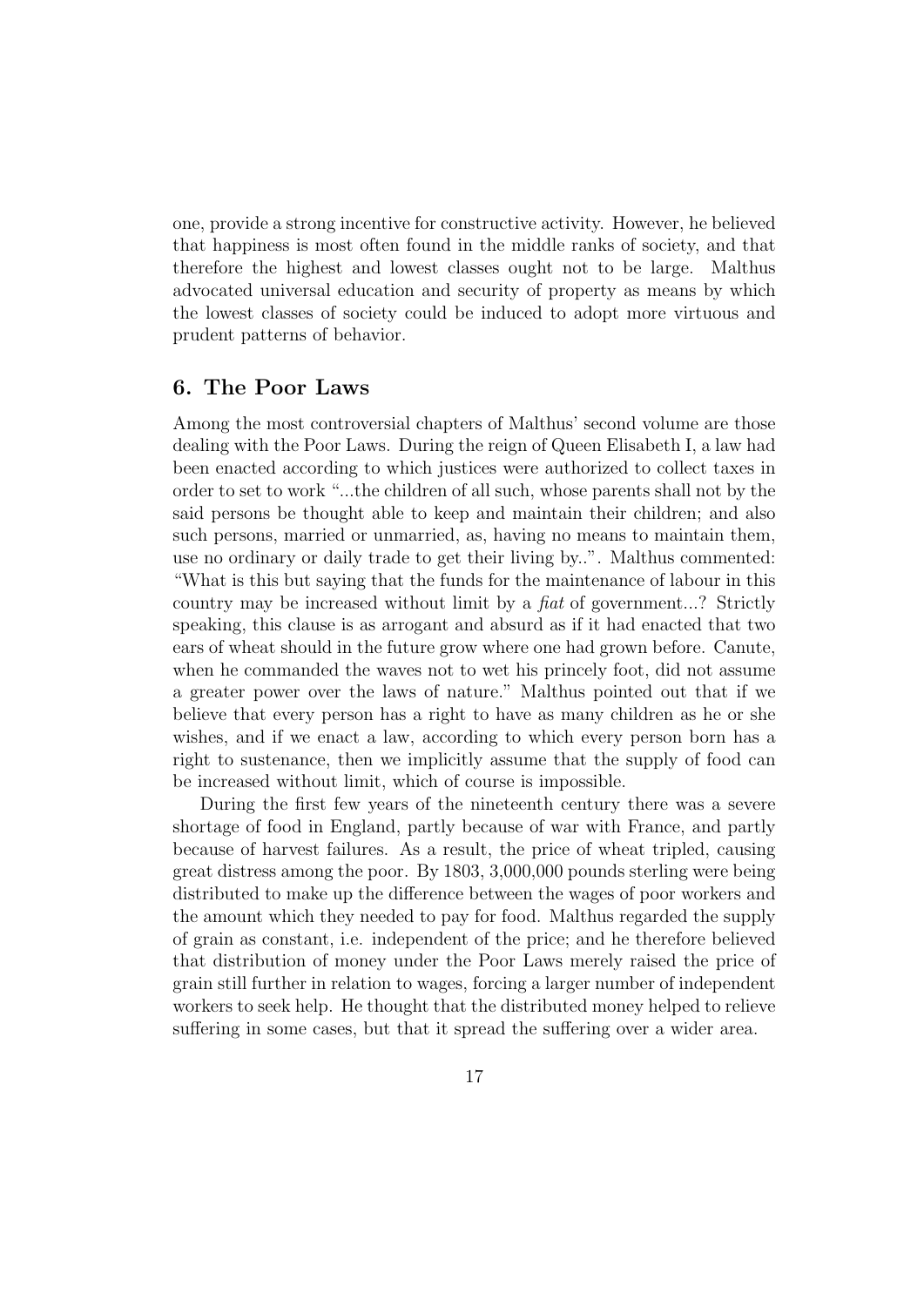one, provide a strong incentive for constructive activity. However, he believed that happiness is most often found in the middle ranks of society, and that therefore the highest and lowest classes ought not to be large. Malthus advocated universal education and security of property as means by which the lowest classes of society could be induced to adopt more virtuous and prudent patterns of behavior.

## 6. The Poor Laws

Among the most controversial chapters of Malthus' second volume are those dealing with the Poor Laws. During the reign of Queen Elisabeth I, a law had been enacted according to which justices were authorized to collect taxes in order to set to work "...the children of all such, whose parents shall not by the said persons be thought able to keep and maintain their children; and also such persons, married or unmarried, as, having no means to maintain them, use no ordinary or daily trade to get their living by..". Malthus commented: "What is this but saying that the funds for the maintenance of labour in this country may be increased without limit by a *fiat* of government...? Strictly speaking, this clause is as arrogant and absurd as if it had enacted that two ears of wheat should in the future grow where one had grown before. Canute, when he commanded the waves not to wet his princely foot, did not assume a greater power over the laws of nature." Malthus pointed out that if we believe that every person has a right to have as many children as he or she wishes, and if we enact a law, according to which every person born has a right to sustenance, then we implicitly assume that the supply of food can be increased without limit, which of course is impossible.

During the first few years of the nineteenth century there was a severe shortage of food in England, partly because of war with France, and partly because of harvest failures. As a result, the price of wheat tripled, causing great distress among the poor. By 1803, 3,000,000 pounds sterling were being distributed to make up the difference between the wages of poor workers and the amount which they needed to pay for food. Malthus regarded the supply of grain as constant, i.e. independent of the price; and he therefore believed that distribution of money under the Poor Laws merely raised the price of grain still further in relation to wages, forcing a larger number of independent workers to seek help. He thought that the distributed money helped to relieve suffering in some cases, but that it spread the suffering over a wider area.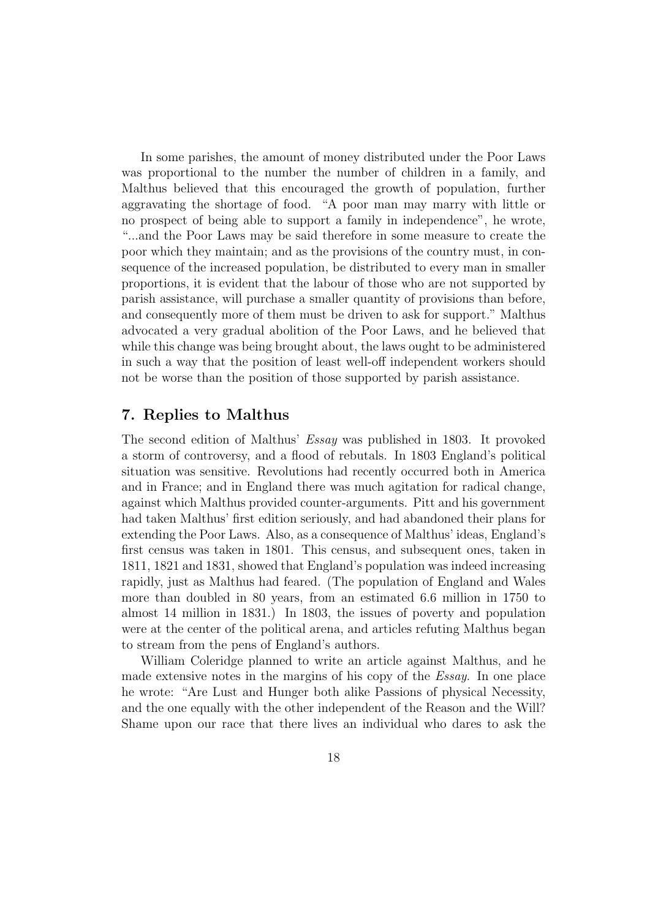In some parishes, the amount of money distributed under the Poor Laws was proportional to the number the number of children in a family, and Malthus believed that this encouraged the growth of population, further aggravating the shortage of food. "A poor man may marry with little or no prospect of being able to support a family in independence", he wrote, "...and the Poor Laws may be said therefore in some measure to create the poor which they maintain; and as the provisions of the country must, in consequence of the increased population, be distributed to every man in smaller proportions, it is evident that the labour of those who are not supported by parish assistance, will purchase a smaller quantity of provisions than before, and consequently more of them must be driven to ask for support." Malthus advocated a very gradual abolition of the Poor Laws, and he believed that while this change was being brought about, the laws ought to be administered in such a way that the position of least well-off independent workers should not be worse than the position of those supported by parish assistance.

## 7. Replies to Malthus

The second edition of Malthus' *Essay* was published in 1803. It provoked a storm of controversy, and a flood of rebutals. In 1803 England's political situation was sensitive. Revolutions had recently occurred both in America and in France; and in England there was much agitation for radical change, against which Malthus provided counter-arguments. Pitt and his government had taken Malthus' first edition seriously, and had abandoned their plans for extending the Poor Laws. Also, as a consequence of Malthus' ideas, England's first census was taken in 1801. This census, and subsequent ones, taken in 1811, 1821 and 1831, showed that England's population was indeed increasing rapidly, just as Malthus had feared. (The population of England and Wales more than doubled in 80 years, from an estimated 6.6 million in 1750 to almost 14 million in 1831.) In 1803, the issues of poverty and population were at the center of the political arena, and articles refuting Malthus began to stream from the pens of England's authors.

William Coleridge planned to write an article against Malthus, and he made extensive notes in the margins of his copy of the *Essay*. In one place he wrote: "Are Lust and Hunger both alike Passions of physical Necessity, and the one equally with the other independent of the Reason and the Will? Shame upon our race that there lives an individual who dares to ask the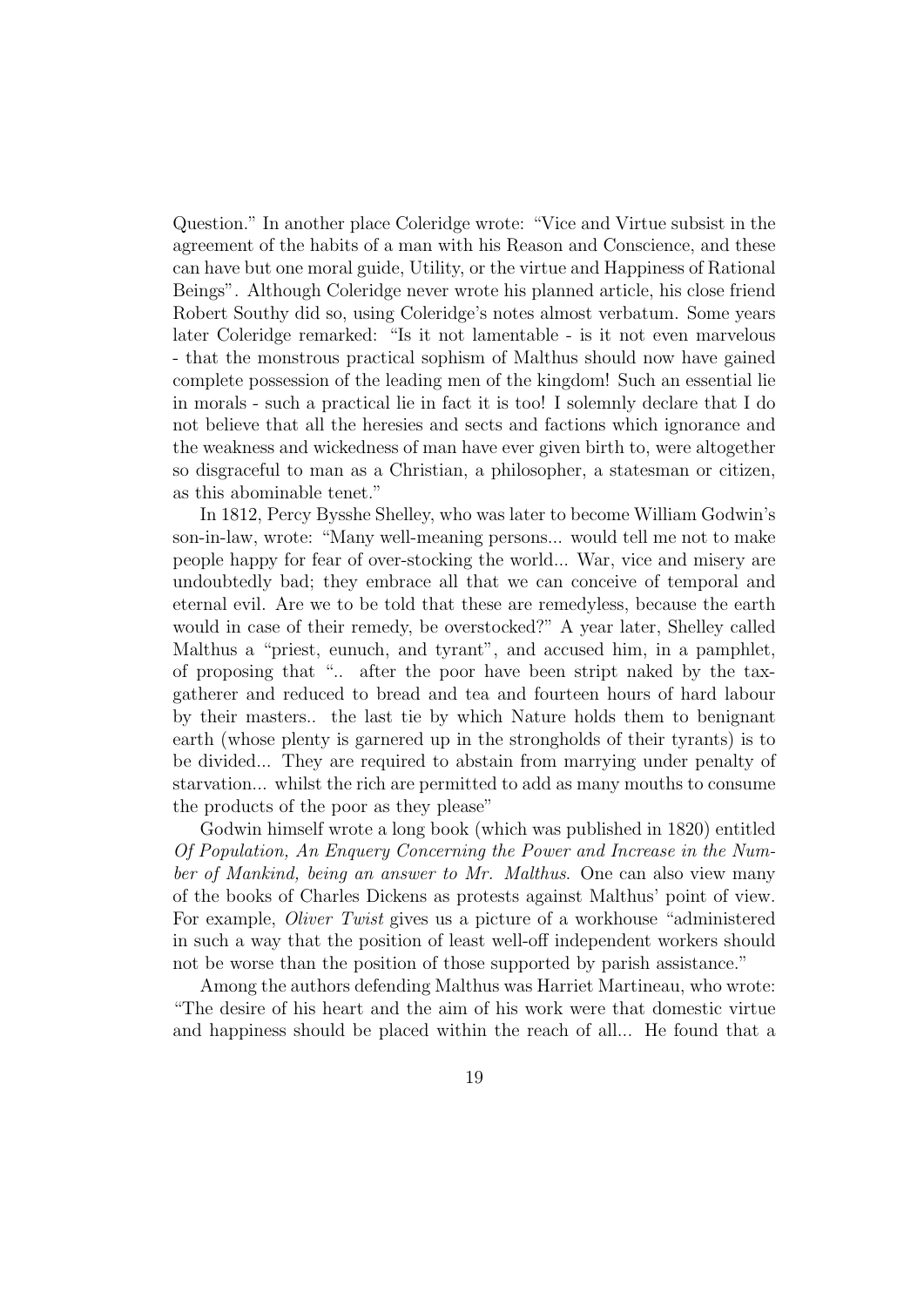Question." In another place Coleridge wrote: "Vice and Virtue subsist in the agreement of the habits of a man with his Reason and Conscience, and these can have but one moral guide, Utility, or the virtue and Happiness of Rational Beings". Although Coleridge never wrote his planned article, his close friend Robert Southy did so, using Coleridge's notes almost verbatum. Some years later Coleridge remarked: "Is it not lamentable - is it not even marvelous - that the monstrous practical sophism of Malthus should now have gained complete possession of the leading men of the kingdom! Such an essential lie in morals - such a practical lie in fact it is too! I solemnly declare that I do not believe that all the heresies and sects and factions which ignorance and the weakness and wickedness of man have ever given birth to, were altogether so disgraceful to man as a Christian, a philosopher, a statesman or citizen, as this abominable tenet."

In 1812, Percy Bysshe Shelley, who was later to become William Godwin's son-in-law, wrote: "Many well-meaning persons... would tell me not to make people happy for fear of over-stocking the world... War, vice and misery are undoubtedly bad; they embrace all that we can conceive of temporal and eternal evil. Are we to be told that these are remedyless, because the earth would in case of their remedy, be overstocked?" A year later, Shelley called Malthus a "priest, eunuch, and tyrant", and accused him, in a pamphlet, of proposing that ".. after the poor have been stript naked by the tax-gatherer and reduced to bread and tea and fourteen hours of hard labour by their masters.. the last tie by which Nature holds them to benignant earth (whose plenty is garnered up in the strongholds of their tyrants) is to be divided... They are required to abstain from marrying under penalty of starvation... whilst the rich are permitted to add as many mouths to consume the products of the poor as they please"

Godwin himself wrote a long book (which was published in 1820) entitled *Of Population, An Enquery Concerning the Power and Increase in the Number of Mankind, being an answer to Mr. Malthus*. One can also view many of the books of Charles Dickens as protests against Malthus' point of view. For example, *Oliver Twist* gives us a picture of a workhouse "administered in such a way that the position of least well-off independent workers should not be worse than the position of those supported by parish assistance."

Among the authors defending Malthus was Harriet Martineau, who wrote: "The desire of his heart and the aim of his work were that domestic virtue and happiness should be placed within the reach of all... He found that a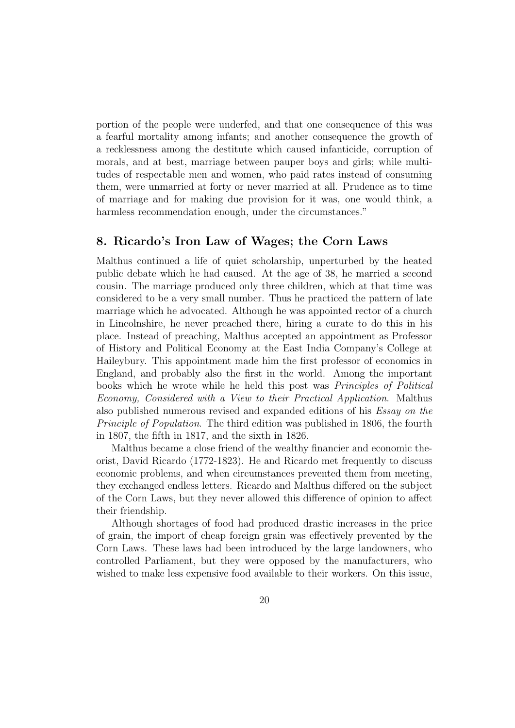portion of the people were underfed, and that one consequence of this was a fearful mortality among infants; and another consequence the growth of a recklessness among the destitute which caused infanticide, corruption of morals, and at best, marriage between pauper boys and girls; while multitudes of respectable men and women, who paid rates instead of consuming them, were unmarried at forty or never married at all. Prudence as to time of marriage and for making due provision for it was, one would think, a harmless recommendation enough, under the circumstances."

## 8. Ricardo's Iron Law of Wages; the Corn Laws

Malthus continued a life of quiet scholarship, unperturbed by the heated public debate which he had caused. At the age of 38, he married a second cousin. The marriage produced only three children, which at that time was considered to be a very small number. Thus he practiced the pattern of late marriage which he advocated. Although he was appointed rector of a church in Lincolnshire, he never preached there, hiring a curate to do this in his place. Instead of preaching, Malthus accepted an appointment as Professor of History and Political Economy at the East India Company's College at Haileybury. This appointment made him the first professor of economics in England, and probably also the first in the world. Among the important books which he wrote while he held this post was *Principles of Political Economy, Considered with a View to their Practical Application*. Malthus also published numerous revised and expanded editions of his *Essay on the Principle of Population*. The third edition was published in 1806, the fourth in 1807, the fifth in 1817, and the sixth in 1826.

Malthus became a close friend of the wealthy financier and economic theorist, David Ricardo (1772-1823). He and Ricardo met frequently to discuss economic problems, and when circumstances prevented them from meeting, they exchanged endless letters. Ricardo and Malthus differed on the subject of the Corn Laws, but they never allowed this difference of opinion to affect their friendship.

Although shortages of food had produced drastic increases in the price of grain, the import of cheap foreign grain was effectively prevented by the Corn Laws. These laws had been introduced by the large landowners, who controlled Parliament, but they were opposed by the manufacturers, who wished to make less expensive food available to their workers. On this issue,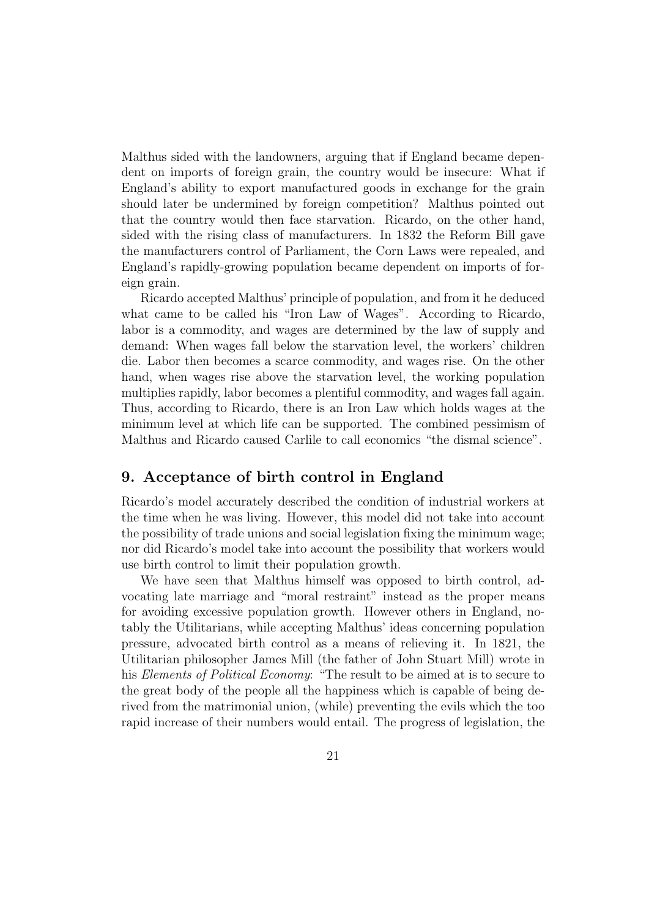Malthus sided with the landowners, arguing that if England became dependent on imports of foreign grain, the country would be insecure: What if England's ability to export manufactured goods in exchange for the grain should later be undermined by foreign competition? Malthus pointed out that the country would then face starvation. Ricardo, on the other hand, sided with the rising class of manufacturers. In 1832 the Reform Bill gave the manufacturers control of Parliament, the Corn Laws were repealed, and England's rapidly-growing population became dependent on imports of foreign grain.

Ricardo accepted Malthus' principle of population, and from it he deduced what came to be called his "Iron Law of Wages". According to Ricardo, labor is a commodity, and wages are determined by the law of supply and demand: When wages fall below the starvation level, the workers' children die. Labor then becomes a scarce commodity, and wages rise. On the other hand, when wages rise above the starvation level, the working population multiplies rapidly, labor becomes a plentiful commodity, and wages fall again. Thus, according to Ricardo, there is an Iron Law which holds wages at the minimum level at which life can be supported. The combined pessimism of Malthus and Ricardo caused Carlile to call economics "the dismal science".

## 9. Acceptance of birth control in England

Ricardo's model accurately described the condition of industrial workers at the time when he was living. However, this model did not take into account the possibility of trade unions and social legislation fixing the minimum wage; nor did Ricardo's model take into account the possibility that workers would use birth control to limit their population growth.

We have seen that Malthus himself was opposed to birth control, advocating late marriage and "moral restraint" instead as the proper means for avoiding excessive population growth. However others in England, notably the Utilitarians, while accepting Malthus' ideas concerning population pressure, advocated birth control as a means of relieving it. In 1821, the Utilitarian philosopher James Mill (the father of John Stuart Mill) wrote in his *Elements of Political Economy*: "The result to be aimed at is to secure to the great body of the people all the happiness which is capable of being derived from the matrimonial union, (while) preventing the evils which the too rapid increase of their numbers would entail. The progress of legislation, the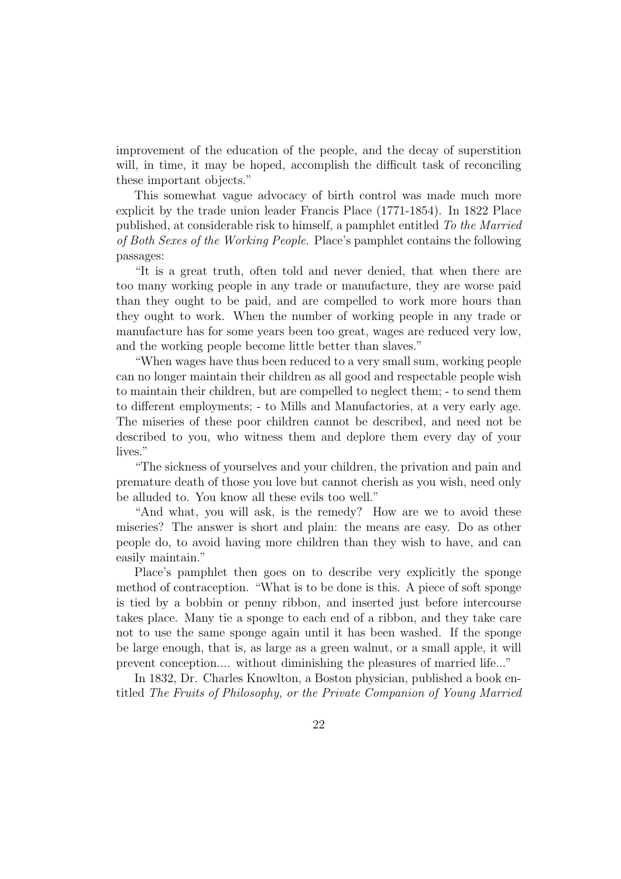improvement of the education of the people, and the decay of superstition will, in time, it may be hoped, accomplish the difficult task of reconciling these important objects."

This somewhat vague advocacy of birth control was made much more explicit by the trade union leader Francis Place (1771-1854). In 1822 Place published, at considerable risk to himself, a pamphlet entitled *To the Married of Both Sexes of the Working People*. Place's pamphlet contains the following passages:

"It is a great truth, often told and never denied, that when there are too many working people in any trade or manufacture, they are worse paid than they ought to be paid, and are compelled to work more hours than they ought to work. When the number of working people in any trade or manufacture has for some years been too great, wages are reduced very low, and the working people become little better than slaves."

"When wages have thus been reduced to a very small sum, working people can no longer maintain their children as all good and respectable people wish to maintain their children, but are compelled to neglect them; - to send them to different employments; - to Mills and Manufactories, at a very early age. The miseries of these poor children cannot be described, and need not be described to you, who witness them and deplore them every day of your lives."

"The sickness of yourselves and your children, the privation and pain and premature death of those you love but cannot cherish as you wish, need only be alluded to. You know all these evils too well."

"And what, you will ask, is the remedy? How are we to avoid these miseries? The answer is short and plain: the means are easy. Do as other people do, to avoid having more children than they wish to have, and can easily maintain."

Place's pamphlet then goes on to describe very explicitly the sponge method of contraception. "What is to be done is this. A piece of soft sponge is tied by a bobbin or penny ribbon, and inserted just before intercourse takes place. Many tie a sponge to each end of a ribbon, and they take care not to use the same sponge again until it has been washed. If the sponge be large enough, that is, as large as a green walnut, or a small apple, it will prevent conception.... without diminishing the pleasures of married life..."

In 1832, Dr. Charles Knowlton, a Boston physician, published a book entitled *The Fruits of Philosophy, or the Private Companion of Young Married*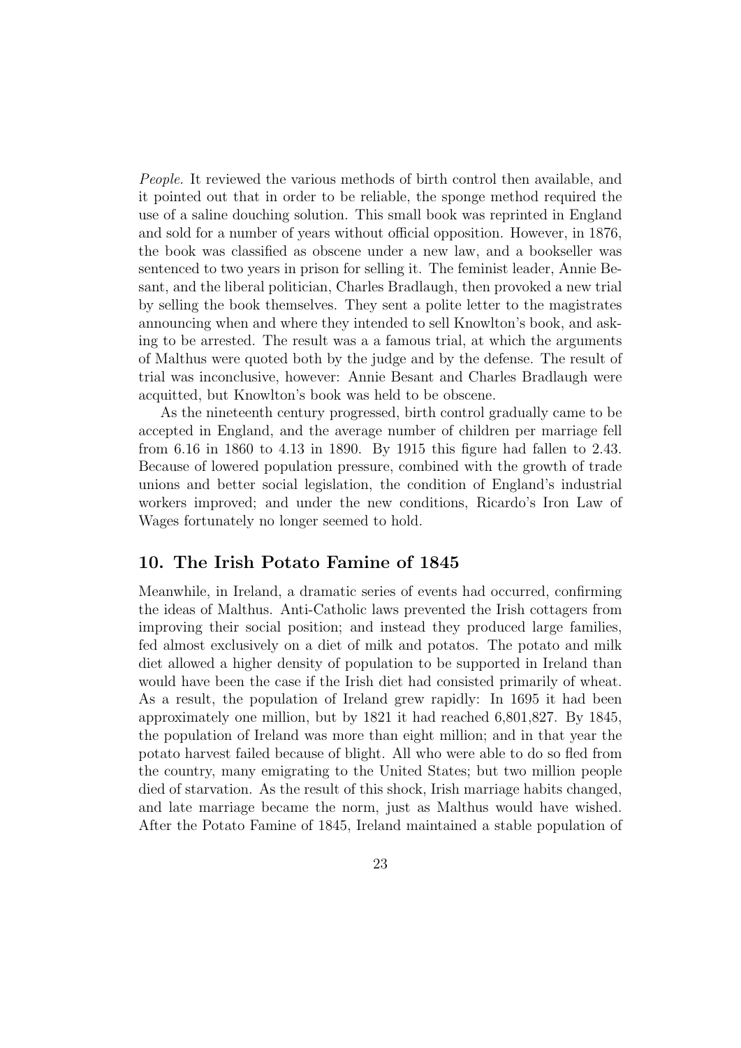*People*. It reviewed the various methods of birth control then available, and it pointed out that in order to be reliable, the sponge method required the use of a saline douching solution. This small book was reprinted in England and sold for a number of years without official opposition. However, in 1876, the book was classified as obscene under a new law, and a bookseller was sentenced to two years in prison for selling it. The feminist leader, Annie Besant, and the liberal politician, Charles Bradlaugh, then provoked a new trial by selling the book themselves. They sent a polite letter to the magistrates announcing when and where they intended to sell Knowlton's book, and asking to be arrested. The result was a a famous trial, at which the arguments of Malthus were quoted both by the judge and by the defense. The result of trial was inconclusive, however: Annie Besant and Charles Bradlaugh were acquitted, but Knowlton's book was held to be obscene.

As the nineteenth century progressed, birth control gradually came to be accepted in England, and the average number of children per marriage fell from 6.16 in 1860 to 4.13 in 1890. By 1915 this figure had fallen to 2.43. Because of lowered population pressure, combined with the growth of trade unions and better social legislation, the condition of England's industrial workers improved; and under the new conditions, Ricardo's Iron Law of Wages fortunately no longer seemed to hold.

## 10. The Irish Potato Famine of 1845

Meanwhile, in Ireland, a dramatic series of events had occurred, confirming the ideas of Malthus. Anti-Catholic laws prevented the Irish cottagers from improving their social position; and instead they produced large families, fed almost exclusively on a diet of milk and potatos. The potato and milk diet allowed a higher density of population to be supported in Ireland than would have been the case if the Irish diet had consisted primarily of wheat. As a result, the population of Ireland grew rapidly: In 1695 it had been approximately one million, but by 1821 it had reached 6,801,827. By 1845, the population of Ireland was more than eight million; and in that year the potato harvest failed because of blight. All who were able to do so fled from the country, many emigrating to the United States; but two million people died of starvation. As the result of this shock, Irish marriage habits changed, and late marriage became the norm, just as Malthus would have wished. After the Potato Famine of 1845, Ireland maintained a stable population of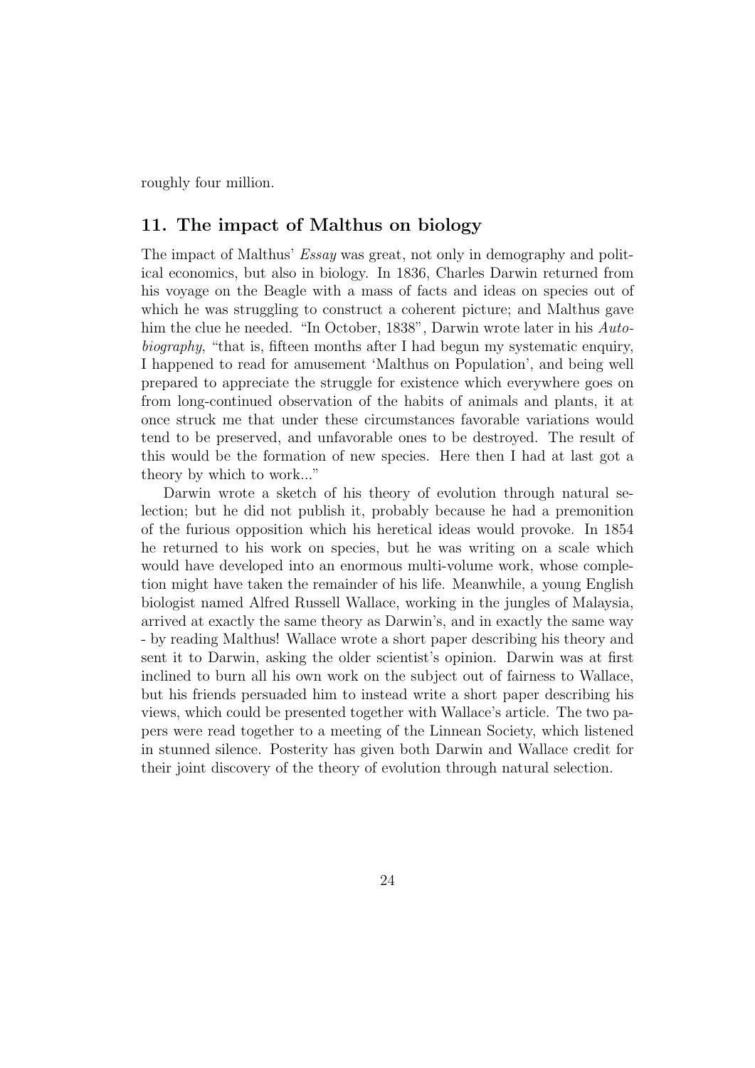roughly four million.

## 11. The impact of Malthus on biology

The impact of Malthus' *Essay* was great, not only in demography and political economics, but also in biology. In 1836, Charles Darwin returned from his voyage on the Beagle with a mass of facts and ideas on species out of which he was struggling to construct a coherent picture; and Malthus gave him the clue he needed. "In October, 1838", Darwin wrote later in his *Autobiography*, "that is, fifteen months after I had begun my systematic enquiry, I happened to read for amusement 'Malthus on Population', and being well prepared to appreciate the struggle for existence which everywhere goes on from long-continued observation of the habits of animals and plants, it at once struck me that under these circumstances favorable variations would tend to be preserved, and unfavorable ones to be destroyed. The result of this would be the formation of new species. Here then I had at last got a theory by which to work..."

Darwin wrote a sketch of his theory of evolution through natural selection; but he did not publish it, probably because he had a premonition of the furious opposition which his heretical ideas would provoke. In 1854 he returned to his work on species, but he was writing on a scale which would have developed into an enormous multi-volume work, whose completion might have taken the remainder of his life. Meanwhile, a young English biologist named Alfred Russell Wallace, working in the jungles of Malaysia, arrived at exactly the same theory as Darwin's, and in exactly the same way - by reading Malthus! Wallace wrote a short paper describing his theory and sent it to Darwin, asking the older scientist's opinion. Darwin was at first inclined to burn all his own work on the subject out of fairness to Wallace, but his friends persuaded him to instead write a short paper describing his views, which could be presented together with Wallace's article. The two papers were read together to a meeting of the Linnean Society, which listened in stunned silence. Posterity has given both Darwin and Wallace credit for their joint discovery of the theory of evolution through natural selection.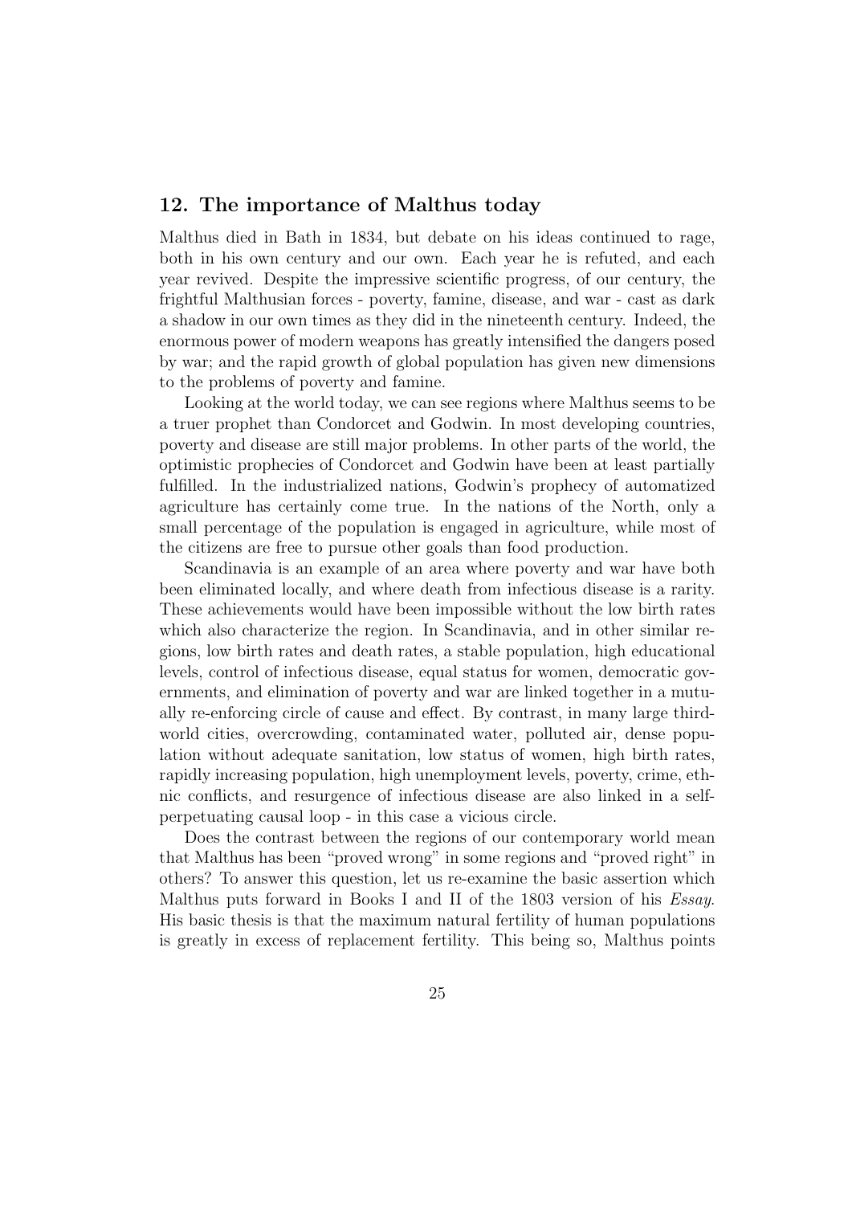## 12. The importance of Malthus today

Malthus died in Bath in 1834, but debate on his ideas continued to rage, both in his own century and our own. Each year he is refuted, and each year revived. Despite the impressive scientific progress, of our century, the frightful Malthusian forces - poverty, famine, disease, and war - cast as dark a shadow in our own times as they did in the nineteenth century. Indeed, the enormous power of modern weapons has greatly intensified the dangers posed by war; and the rapid growth of global population has given new dimensions to the problems of poverty and famine.

Looking at the world today, we can see regions where Malthus seems to be a truer prophet than Condorcet and Godwin. In most developing countries, poverty and disease are still major problems. In other parts of the world, the optimistic prophecies of Condorcet and Godwin have been at least partially fulfilled. In the industrialized nations, Godwin's prophecy of automatized agriculture has certainly come true. In the nations of the North, only a small percentage of the population is engaged in agriculture, while most of the citizens are free to pursue other goals than food production.

Scandinavia is an example of an area where poverty and war have both been eliminated locally, and where death from infectious disease is a rarity. These achievements would have been impossible without the low birth rates which also characterize the region. In Scandinavia, and in other similar regions, low birth rates and death rates, a stable population, high educational levels, control of infectious disease, equal status for women, democratic governments, and elimination of poverty and war are linked together in a mutually re-enforcing circle of cause and effect. By contrast, in many large third-world cities, overcrowding, contaminated water, polluted air, dense population without adequate sanitation, low status of women, high birth rates, rapidly increasing population, high unemployment levels, poverty, crime, ethnic conflicts, and resurgence of infectious disease are also linked in a self-perpetuating causal loop - in this case a vicious circle.

Does the contrast between the regions of our contemporary world mean that Malthus has been "proved wrong" in some regions and "proved right" in others? To answer this question, let us re-examine the basic assertion which Malthus puts forward in Books I and II of the 1803 version of his *Essay*. His basic thesis is that the maximum natural fertility of human populations is greatly in excess of replacement fertility. This being so, Malthus points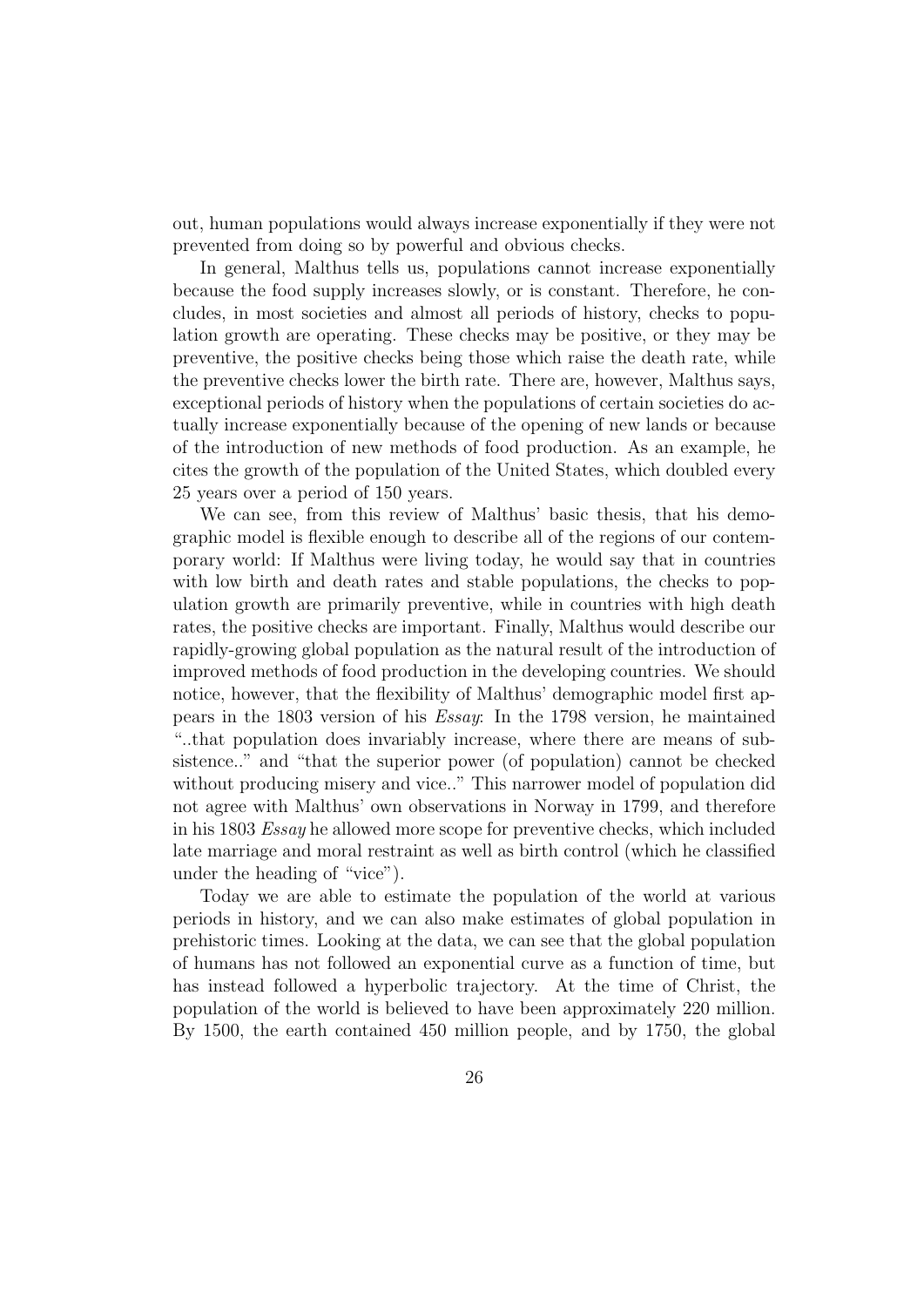out, human populations would always increase exponentially if they were not prevented from doing so by powerful and obvious checks.

In general, Malthus tells us, populations cannot increase exponentially because the food supply increases slowly, or is constant. Therefore, he concludes, in most societies and almost all periods of history, checks to population growth are operating. These checks may be positive, or they may be preventive, the positive checks being those which raise the death rate, while the preventive checks lower the birth rate. There are, however, Malthus says, exceptional periods of history when the populations of certain societies do actually increase exponentially because of the opening of new lands or because of the introduction of new methods of food production. As an example, he cites the growth of the population of the United States, which doubled every 25 years over a period of 150 years.

We can see, from this review of Malthus' basic thesis, that his demographic model is flexible enough to describe all of the regions of our contemporary world: If Malthus were living today, he would say that in countries with low birth and death rates and stable populations, the checks to population growth are primarily preventive, while in countries with high death rates, the positive checks are important. Finally, Malthus would describe our rapidly-growing global population as the natural result of the introduction of improved methods of food production in the developing countries. We should notice, however, that the flexibility of Malthus' demographic model first appears in the 1803 version of his *Essay*: In the 1798 version, he maintained "..that population does invariably increase, where there are means of subsistence.." and "that the superior power (of population) cannot be checked without producing misery and vice.." This narrower model of population did not agree with Malthus' own observations in Norway in 1799, and therefore in his 1803 *Essay* he allowed more scope for preventive checks, which included late marriage and moral restraint as well as birth control (which he classified under the heading of "vice").

Today we are able to estimate the population of the world at various periods in history, and we can also make estimates of global population in prehistoric times. Looking at the data, we can see that the global population of humans has not followed an exponential curve as a function of time, but has instead followed a hyperbolic trajectory. At the time of Christ, the population of the world is believed to have been approximately 220 million. By 1500, the earth contained 450 million people, and by 1750, the global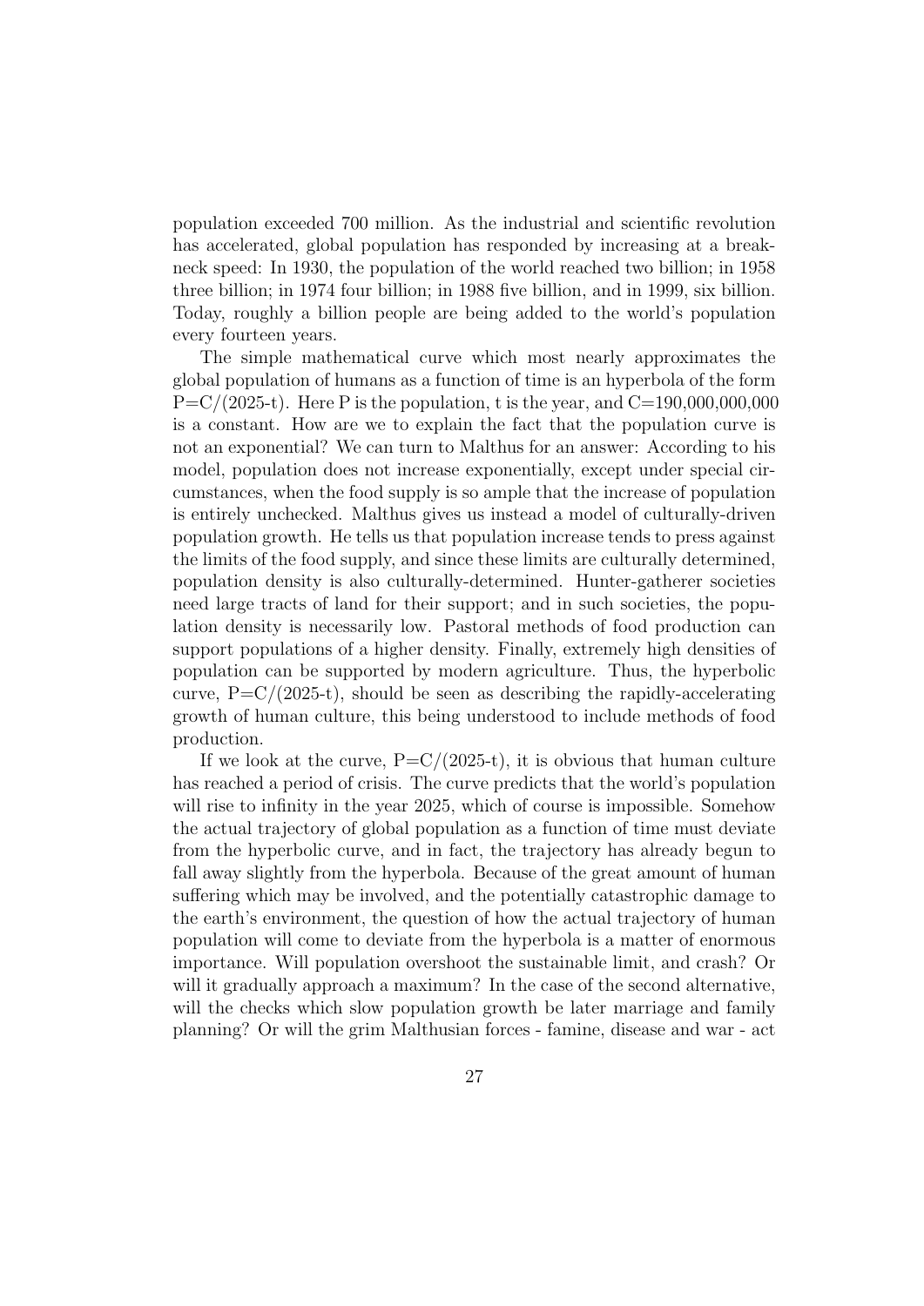population exceeded 700 million. As the industrial and scientific revolution has accelerated, global population has responded by increasing at a breakneck speed: In 1930, the population of the world reached two billion; in 1958 three billion; in 1974 four billion; in 1988 five billion, and in 1999, six billion. Today, roughly a billion people are being added to the world's population every fourteen years.

The simple mathematical curve which most nearly approximates the global population of humans as a function of time is an hyperbola of the form $P=C/(2025-t)$. Here P is the population, t is the year, and $C=190{,}000{,}000{,}000$ is a constant. How are we to explain the fact that the population curve is not an exponential? We can turn to Malthus for an answer: According to his model, population does not increase exponentially, except under special circumstances, when the food supply is so ample that the increase of population is entirely unchecked. Malthus gives us instead a model of culturally-driven population growth. He tells us that population increase tends to press against the limits of the food supply, and since these limits are culturally determined, population density is also culturally-determined. Hunter-gatherer societies need large tracts of land for their support; and in such societies, the population density is necessarily low. Pastoral methods of food production can support populations of a higher density. Finally, extremely high densities of population can be supported by modern agriculture. Thus, the hyperbolic curve, $P=C/(2025-t)$, should be seen as describing the rapidly-accelerating growth of human culture, this being understood to include methods of food production.

If we look at the curve, $P=C/(2025-t)$, it is obvious that human culture has reached a period of crisis. The curve predicts that the world's population will rise to infinity in the year 2025, which of course is impossible. Somehow the actual trajectory of global population as a function of time must deviate from the hyperbolic curve, and in fact, the trajectory has already begun to fall away slightly from the hyperbola. Because of the great amount of human suffering which may be involved, and the potentially catastrophic damage to the earth's environment, the question of how the actual trajectory of human population will come to deviate from the hyperbola is a matter of enormous importance. Will population overshoot the sustainable limit, and crash? Or will it gradually approach a maximum? In the case of the second alternative, will the checks which slow population growth be later marriage and family planning? Or will the grim Malthusian forces - famine, disease and war - act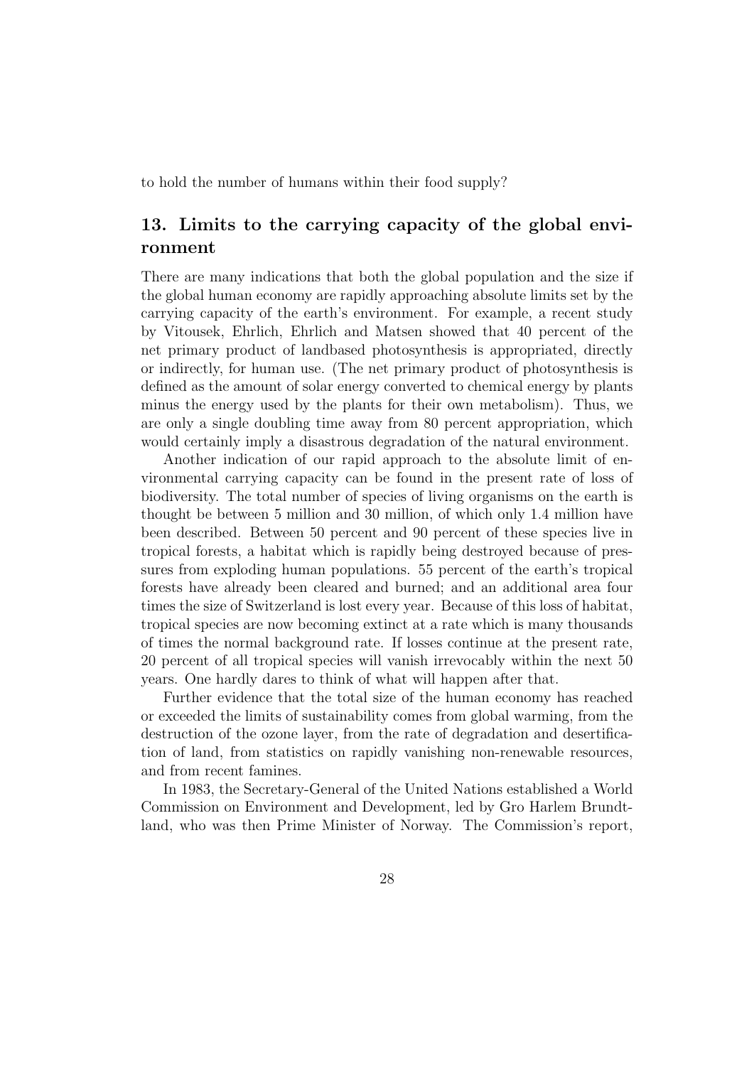to hold the number of humans within their food supply?

## 13. Limits to the carrying capacity of the global environment

There are many indications that both the global population and the size if the global human economy are rapidly approaching absolute limits set by the carrying capacity of the earth's environment. For example, a recent study by Vitousek, Ehrlich, Ehrlich and Matsen showed that 40 percent of the net primary product of landbased photosynthesis is appropriated, directly or indirectly, for human use. (The net primary product of photosynthesis is defined as the amount of solar energy converted to chemical energy by plants minus the energy used by the plants for their own metabolism). Thus, we are only a single doubling time away from 80 percent appropriation, which would certainly imply a disastrous degradation of the natural environment.

Another indication of our rapid approach to the absolute limit of environmental carrying capacity can be found in the present rate of loss of biodiversity. The total number of species of living organisms on the earth is thought be between 5 million and 30 million, of which only 1.4 million have been described. Between 50 percent and 90 percent of these species live in tropical forests, a habitat which is rapidly being destroyed because of pressures from exploding human populations. 55 percent of the earth's tropical forests have already been cleared and burned; and an additional area four times the size of Switzerland is lost every year. Because of this loss of habitat, tropical species are now becoming extinct at a rate which is many thousands of times the normal background rate. If losses continue at the present rate, 20 percent of all tropical species will vanish irrevocably within the next 50 years. One hardly dares to think of what will happen after that.

Further evidence that the total size of the human economy has reached or exceeded the limits of sustainability comes from global warming, from the destruction of the ozone layer, from the rate of degradation and desertification of land, from statistics on rapidly vanishing non-renewable resources, and from recent famines.

In 1983, the Secretary-General of the United Nations established a World Commission on Environment and Development, led by Gro Harlem Brundtland, who was then Prime Minister of Norway. The Commission's report,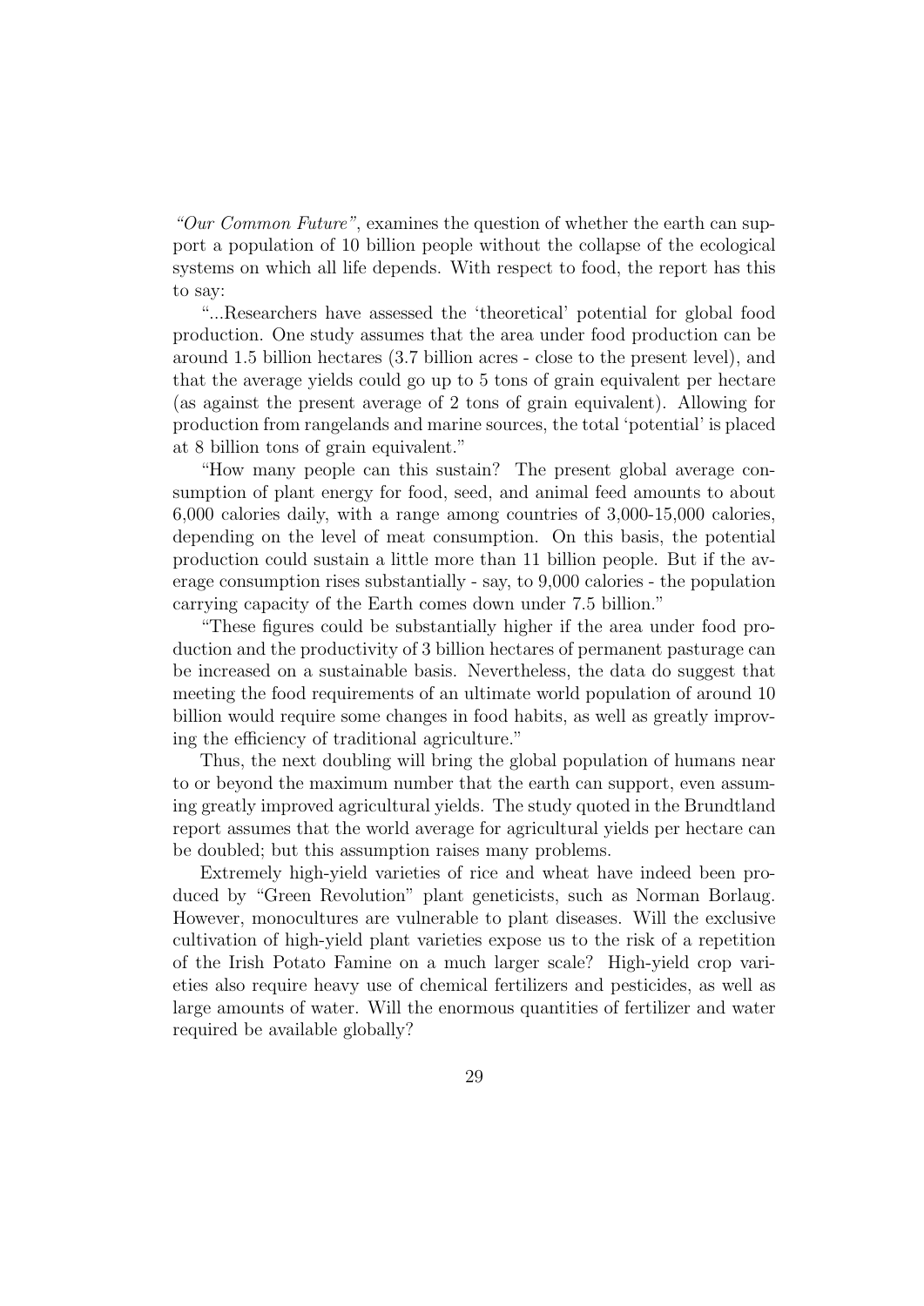*"Our Common Future"*, examines the question of whether the earth can support a population of 10 billion people without the collapse of the ecological systems on which all life depends. With respect to food, the report has this to say:

"...Researchers have assessed the 'theoretical' potential for global food production. One study assumes that the area under food production can be around 1.5 billion hectares (3.7 billion acres - close to the present level), and that the average yields could go up to 5 tons of grain equivalent per hectare (as against the present average of 2 tons of grain equivalent). Allowing for production from rangelands and marine sources, the total 'potential' is placed at 8 billion tons of grain equivalent."

"How many people can this sustain? The present global average consumption of plant energy for food, seed, and animal feed amounts to about 6,000 calories daily, with a range among countries of 3,000-15,000 calories, depending on the level of meat consumption. On this basis, the potential production could sustain a little more than 11 billion people. But if the average consumption rises substantially - say, to 9,000 calories - the population carrying capacity of the Earth comes down under 7.5 billion."

"These figures could be substantially higher if the area under food production and the productivity of 3 billion hectares of permanent pasturage can be increased on a sustainable basis. Nevertheless, the data do suggest that meeting the food requirements of an ultimate world population of around 10 billion would require some changes in food habits, as well as greatly improving the efficiency of traditional agriculture."

Thus, the next doubling will bring the global population of humans near to or beyond the maximum number that the earth can support, even assuming greatly improved agricultural yields. The study quoted in the Brundtland report assumes that the world average for agricultural yields per hectare can be doubled; but this assumption raises many problems.

Extremely high-yield varieties of rice and wheat have indeed been produced by "Green Revolution" plant geneticists, such as Norman Borlaug. However, monocultures are vulnerable to plant diseases. Will the exclusive cultivation of high-yield plant varieties expose us to the risk of a repetition of the Irish Potato Famine on a much larger scale? High-yield crop varieties also require heavy use of chemical fertilizers and pesticides, as well as large amounts of water. Will the enormous quantities of fertilizer and water required be available globally?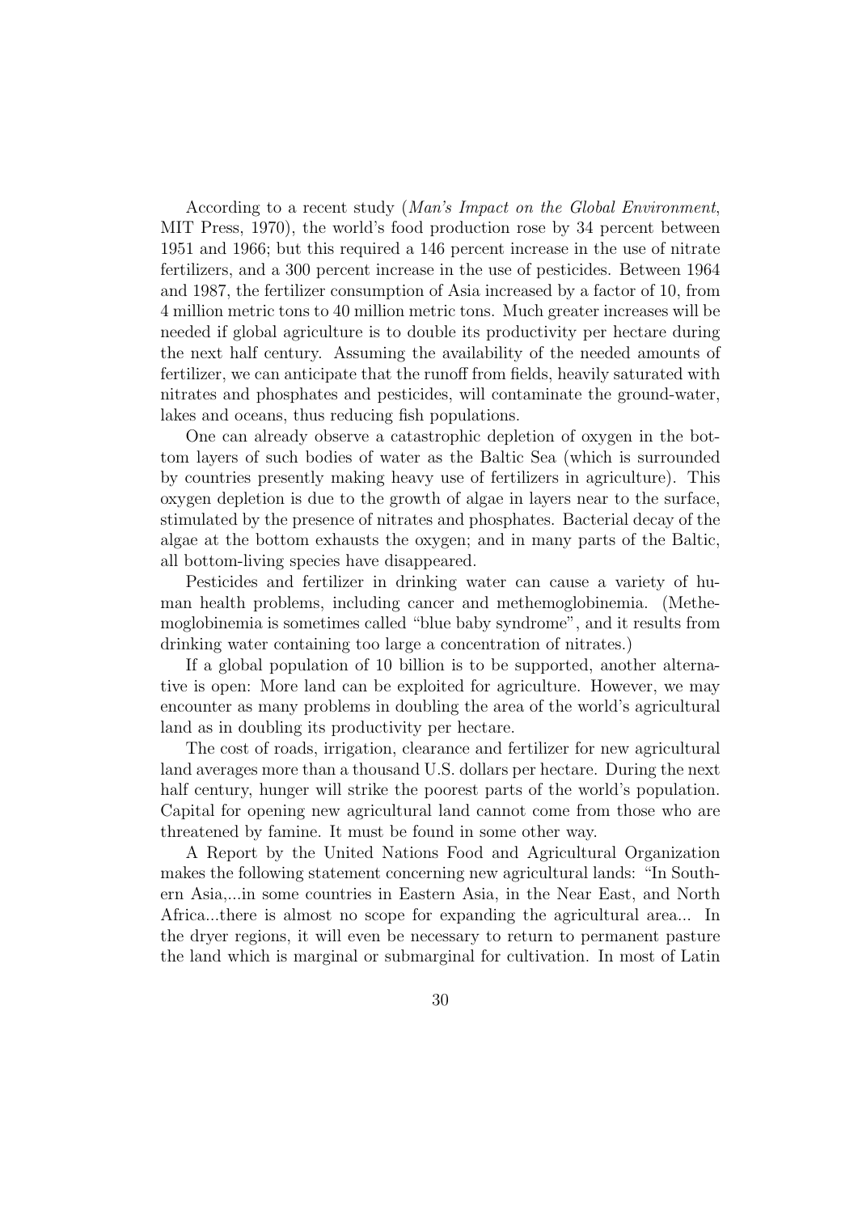According to a recent study (*Man's Impact on the Global Environment*, MIT Press, 1970), the world's food production rose by 34 percent between 1951 and 1966; but this required a 146 percent increase in the use of nitrate fertilizers, and a 300 percent increase in the use of pesticides. Between 1964 and 1987, the fertilizer consumption of Asia increased by a factor of 10, from 4 million metric tons to 40 million metric tons. Much greater increases will be needed if global agriculture is to double its productivity per hectare during the next half century. Assuming the availability of the needed amounts of fertilizer, we can anticipate that the runoff from fields, heavily saturated with nitrates and phosphates and pesticides, will contaminate the ground-water, lakes and oceans, thus reducing fish populations.

One can already observe a catastrophic depletion of oxygen in the bottom layers of such bodies of water as the Baltic Sea (which is surrounded by countries presently making heavy use of fertilizers in agriculture). This oxygen depletion is due to the growth of algae in layers near to the surface, stimulated by the presence of nitrates and phosphates. Bacterial decay of the algae at the bottom exhausts the oxygen; and in many parts of the Baltic, all bottom-living species have disappeared.

Pesticides and fertilizer in drinking water can cause a variety of human health problems, including cancer and methemoglobinemia. (Methemoglobinemia is sometimes called "blue baby syndrome", and it results from drinking water containing too large a concentration of nitrates.)

If a global population of 10 billion is to be supported, another alternative is open: More land can be exploited for agriculture. However, we may encounter as many problems in doubling the area of the world's agricultural land as in doubling its productivity per hectare.

The cost of roads, irrigation, clearance and fertilizer for new agricultural land averages more than a thousand U.S. dollars per hectare. During the next half century, hunger will strike the poorest parts of the world's population. Capital for opening new agricultural land cannot come from those who are threatened by famine. It must be found in some other way.

A Report by the United Nations Food and Agricultural Organization makes the following statement concerning new agricultural lands: "In Southern Asia,...in some countries in Eastern Asia, in the Near East, and North Africa...there is almost no scope for expanding the agricultural area... In the dryer regions, it will even be necessary to return to permanent pasture the land which is marginal or submarginal for cultivation. In most of Latin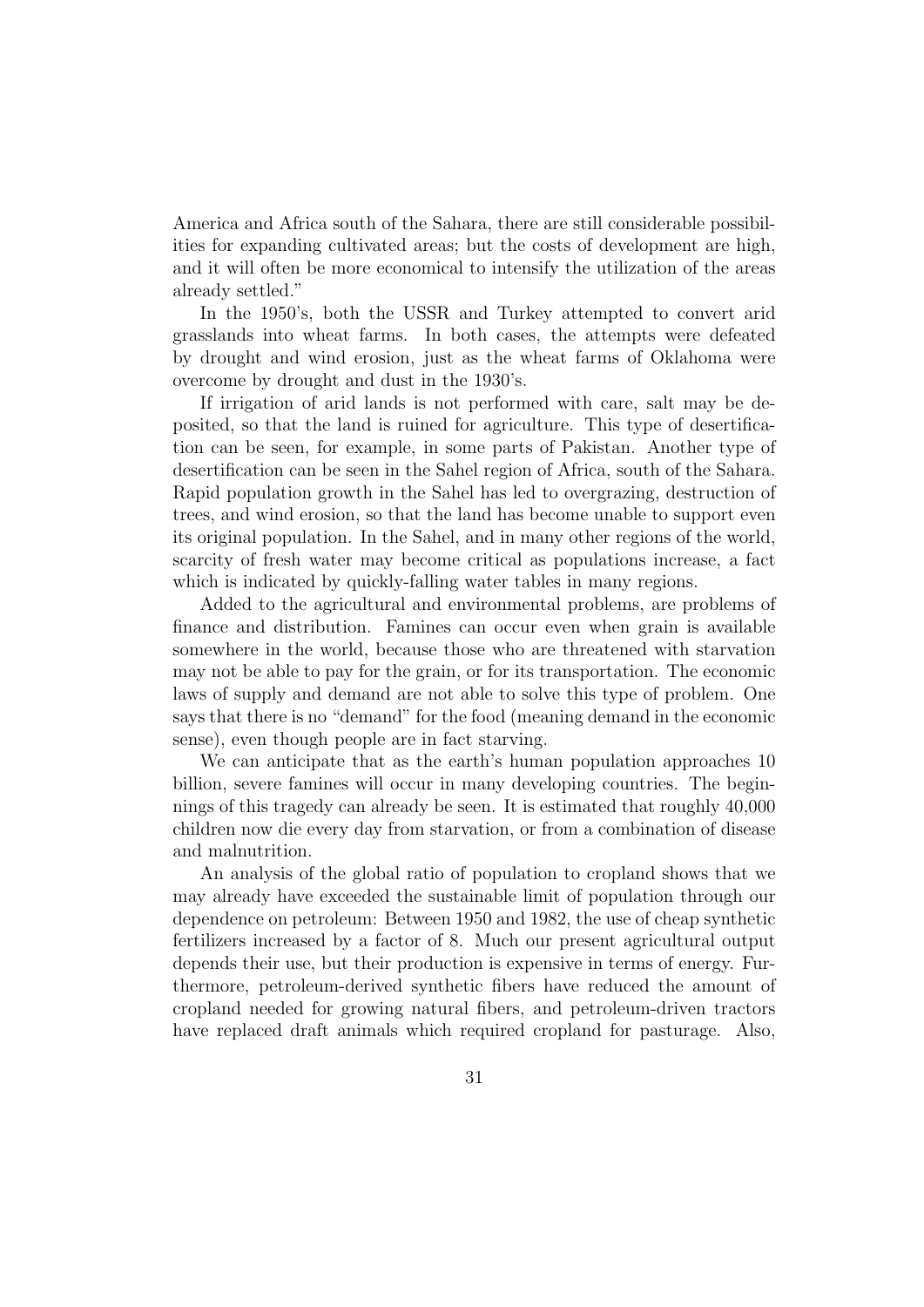America and Africa south of the Sahara, there are still considerable possibilities for expanding cultivated areas; but the costs of development are high, and it will often be more economical to intensify the utilization of the areas already settled."

In the 1950's, both the USSR and Turkey attempted to convert arid grasslands into wheat farms. In both cases, the attempts were defeated by drought and wind erosion, just as the wheat farms of Oklahoma were overcome by drought and dust in the 1930's.

If irrigation of arid lands is not performed with care, salt may be deposited, so that the land is ruined for agriculture. This type of desertification can be seen, for example, in some parts of Pakistan. Another type of desertification can be seen in the Sahel region of Africa, south of the Sahara. Rapid population growth in the Sahel has led to overgrazing, destruction of trees, and wind erosion, so that the land has become unable to support even its original population. In the Sahel, and in many other regions of the world, scarcity of fresh water may become critical as populations increase, a fact which is indicated by quickly-falling water tables in many regions.

Added to the agricultural and environmental problems, are problems of finance and distribution. Famines can occur even when grain is available somewhere in the world, because those who are threatened with starvation may not be able to pay for the grain, or for its transportation. The economic laws of supply and demand are not able to solve this type of problem. One says that there is no "demand" for the food (meaning demand in the economic sense), even though people are in fact starving.

We can anticipate that as the earth's human population approaches 10 billion, severe famines will occur in many developing countries. The beginnings of this tragedy can already be seen. It is estimated that roughly 40,000 children now die every day from starvation, or from a combination of disease and malnutrition.

An analysis of the global ratio of population to cropland shows that we may already have exceeded the sustainable limit of population through our dependence on petroleum: Between 1950 and 1982, the use of cheap synthetic fertilizers increased by a factor of 8. Much our present agricultural output depends their use, but their production is expensive in terms of energy. Furthermore, petroleum-derived synthetic fibers have reduced the amount of cropland needed for growing natural fibers, and petroleum-driven tractors have replaced draft animals which required cropland for pasturage. Also,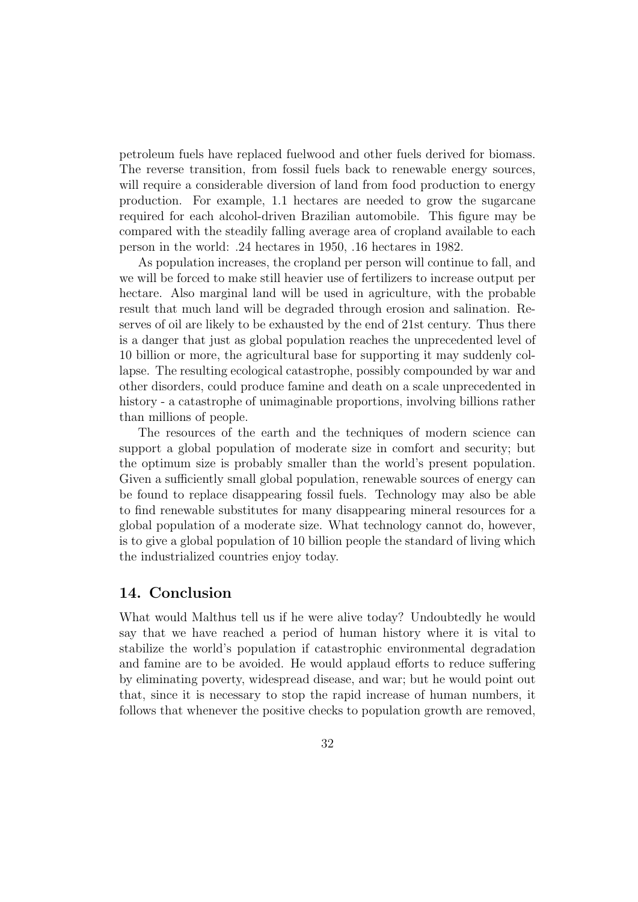petroleum fuels have replaced fuelwood and other fuels derived for biomass. The reverse transition, from fossil fuels back to renewable energy sources, will require a considerable diversion of land from food production to energy production. For example, 1.1 hectares are needed to grow the sugarcane required for each alcohol-driven Brazilian automobile. This figure may be compared with the steadily falling average area of cropland available to each person in the world: .24 hectares in 1950, .16 hectares in 1982.

As population increases, the cropland per person will continue to fall, and we will be forced to make still heavier use of fertilizers to increase output per hectare. Also marginal land will be used in agriculture, with the probable result that much land will be degraded through erosion and salination. Reserves of oil are likely to be exhausted by the end of 21st century. Thus there is a danger that just as global population reaches the unprecedented level of 10 billion or more, the agricultural base for supporting it may suddenly collapse. The resulting ecological catastrophe, possibly compounded by war and other disorders, could produce famine and death on a scale unprecedented in history - a catastrophe of unimaginable proportions, involving billions rather than millions of people.

The resources of the earth and the techniques of modern science can support a global population of moderate size in comfort and security; but the optimum size is probably smaller than the world's present population. Given a sufficiently small global population, renewable sources of energy can be found to replace disappearing fossil fuels. Technology may also be able to find renewable substitutes for many disappearing mineral resources for a global population of a moderate size. What technology cannot do, however, is to give a global population of 10 billion people the standard of living which the industrialized countries enjoy today.

## 14. Conclusion

What would Malthus tell us if he were alive today? Undoubtedly he would say that we have reached a period of human history where it is vital to stabilize the world's population if catastrophic environmental degradation and famine are to be avoided. He would applaud efforts to reduce suffering by eliminating poverty, widespread disease, and war; but he would point out that, since it is necessary to stop the rapid increase of human numbers, it follows that whenever the positive checks to population growth are removed,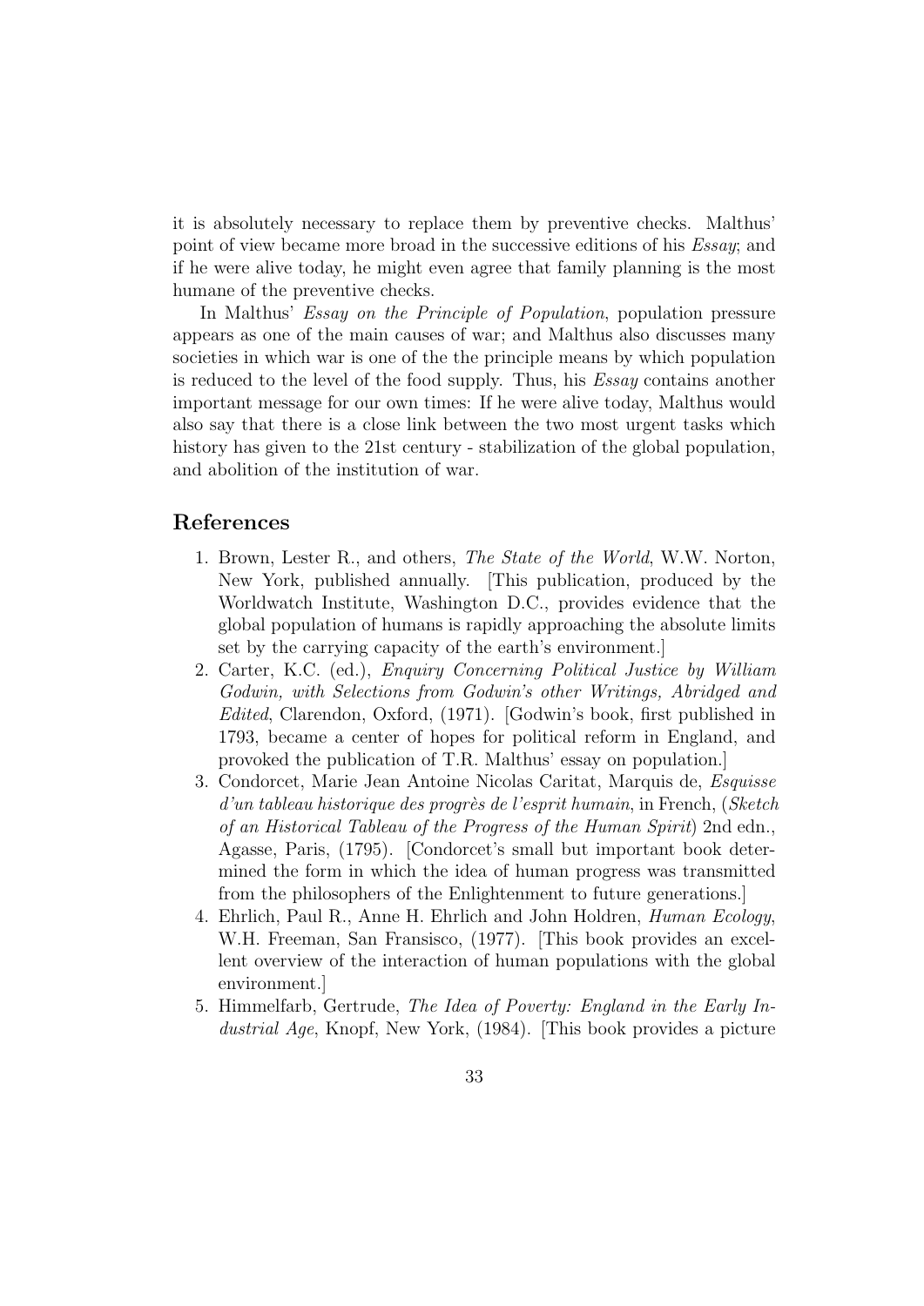it is absolutely necessary to replace them by preventive checks. Malthus' point of view became more broad in the successive editions of his *Essay*; and if he were alive today, he might even agree that family planning is the most humane of the preventive checks.

In Malthus' *Essay on the Principle of Population*, population pressure appears as one of the main causes of war; and Malthus also discusses many societies in which war is one of the the principle means by which population is reduced to the level of the food supply. Thus, his *Essay* contains another important message for our own times: If he were alive today, Malthus would also say that there is a close link between the two most urgent tasks which history has given to the 21st century - stabilization of the global population, and abolition of the institution of war.

## References

1. Brown, Lester R., and others, *The State of the World*, W.W. Norton, New York, published annually. [This publication, produced by the Worldwatch Institute, Washington D.C., provides evidence that the global population of humans is rapidly approaching the absolute limits set by the carrying capacity of the earth's environment.]
2. Carter, K.C. (ed.), *Enquiry Concerning Political Justice by William Godwin, with Selections from Godwin's other Writings, Abridged and Edited*, Clarendon, Oxford, (1971). [Godwin's book, first published in 1793, became a center of hopes for political reform in England, and provoked the publication of T.R. Malthus' essay on population.]
3. Condorcet, Marie Jean Antoine Nicolas Caritat, Marquis de, *Esquisse d'un tableau historique des progrès de l'esprit humain*, in French, (*Sketch of an Historical Tableau of the Progress of the Human Spirit*) 2nd edn., Agasse, Paris, (1795). [Condorcet's small but important book determined the form in which the idea of human progress was transmitted from the philosophers of the Enlightenment to future generations.]
4. Ehrlich, Paul R., Anne H. Ehrlich and John Holdren, *Human Ecology*, W.H. Freeman, San Fransisco, (1977). [This book provides an excellent overview of the interaction of human populations with the global environment.]
5. Himmelfarb, Gertrude, *The Idea of Poverty: England in the Early Industrial Age*, Knopf, New York, (1984). [This book provides a picture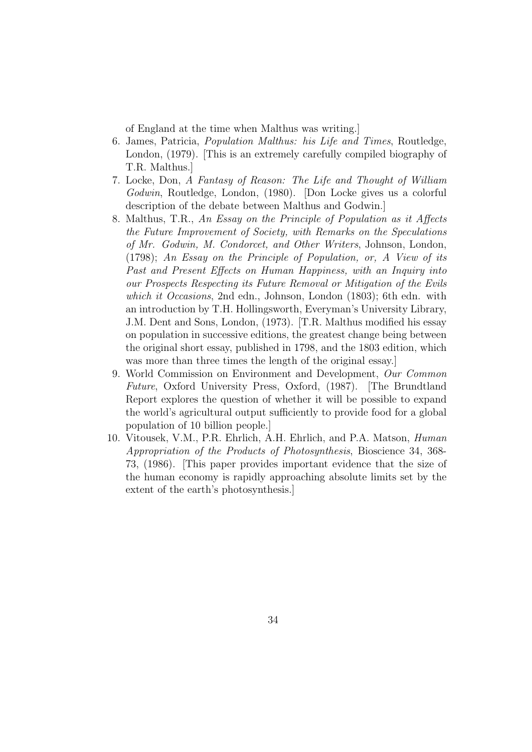of England at the time when Malthus was writing.]

6. James, Patricia, *Population Malthus: his Life and Times*, Routledge, London, (1979). [This is an extremely carefully compiled biography of T.R. Malthus.]
7. Locke, Don, *A Fantasy of Reason: The Life and Thought of William Godwin*, Routledge, London, (1980). [Don Locke gives us a colorful description of the debate between Malthus and Godwin.]
8. Malthus, T.R., *An Essay on the Principle of Population as it Affects the Future Improvement of Society, with Remarks on the Speculations of Mr. Godwin, M. Condorcet, and Other Writers*, Johnson, London, (1798); *An Essay on the Principle of Population, or, A View of its Past and Present Effects on Human Happiness, with an Inquiry into our Prospects Respecting its Future Removal or Mitigation of the Evils which it Occasions*, 2nd edn., Johnson, London (1803); 6th edn. with an introduction by T.H. Hollingsworth, Everyman's University Library, J.M. Dent and Sons, London, (1973). [T.R. Malthus modified his essay on population in successive editions, the greatest change being between the original short essay, published in 1798, and the 1803 edition, which was more than three times the length of the original essay.]
9. World Commission on Environment and Development, *Our Common Future*, Oxford University Press, Oxford, (1987). [The Brundtland Report explores the question of whether it will be possible to expand the world's agricultural output sufficiently to provide food for a global population of 10 billion people.]
10. Vitousek, V.M., P.R. Ehrlich, A.H. Ehrlich, and P.A. Matson, *Human Appropriation of the Products of Photosynthesis*, Bioscience 34, 368-73, (1986). [This paper provides important evidence that the size of the human economy is rapidly approaching absolute limits set by the extent of the earth's photosynthesis.]